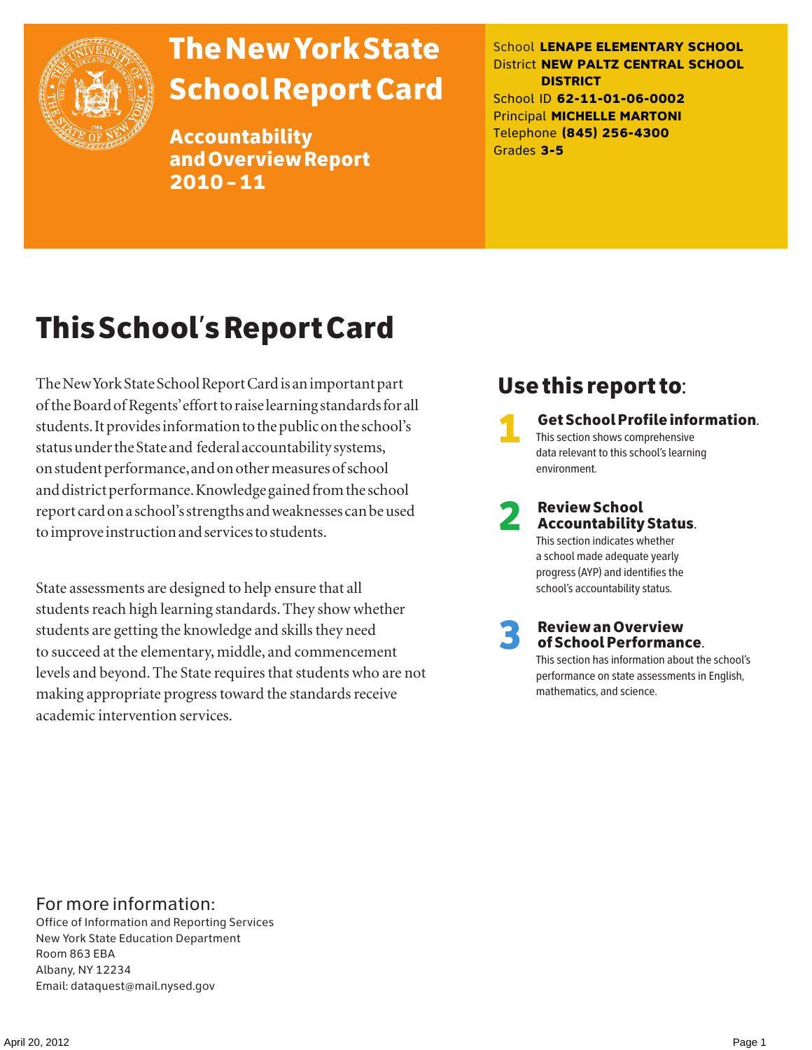# The New York State School Report Card

## Accountability and Overview Report 2010 – 11

School **LENAPE ELEMENTARY SCHOOL**
District **NEW PALTZ CENTRAL SCHOOL DISTRICT**
School ID **62-11-01-06-0002**
Principal **MICHELLE MARTONI**
Telephone **(845) 256-4300**
Grades **3-5**

# This School's Report Card

The New York State School Report Card is an important part of the Board of Regents' effort to raise learning standards for all students. It provides information to the public on the school's status under the State and federal accountability systems, on student performance, and on other measures of school and district performance. Knowledge gained from the school report card on a school's strengths and weaknesses can be used to improve instruction and services to students.

State assessments are designed to help ensure that all students reach high learning standards. They show whether students are getting the knowledge and skills they need to succeed at the elementary, middle, and commencement levels and beyond. The State requires that students who are not making appropriate progress toward the standards receive academic intervention services.

## Use this report to:

1. **Get School Profile information.** This section shows comprehensive data relevant to this school's learning environment.
2. **Review School Accountability Status.** This section indicates whether a school made adequate yearly progress (AYP) and identifies the school's accountability status.
3. **Review an Overview of School Performance.** This section has information about the school's performance on state assessments in English, mathematics, and science.

## For more information:

Office of Information and Reporting Services
New York State Education Department
Room 863 EBA
Albany, NY 12234
Email: dataquest@mail.nysed.gov

April 20, 2012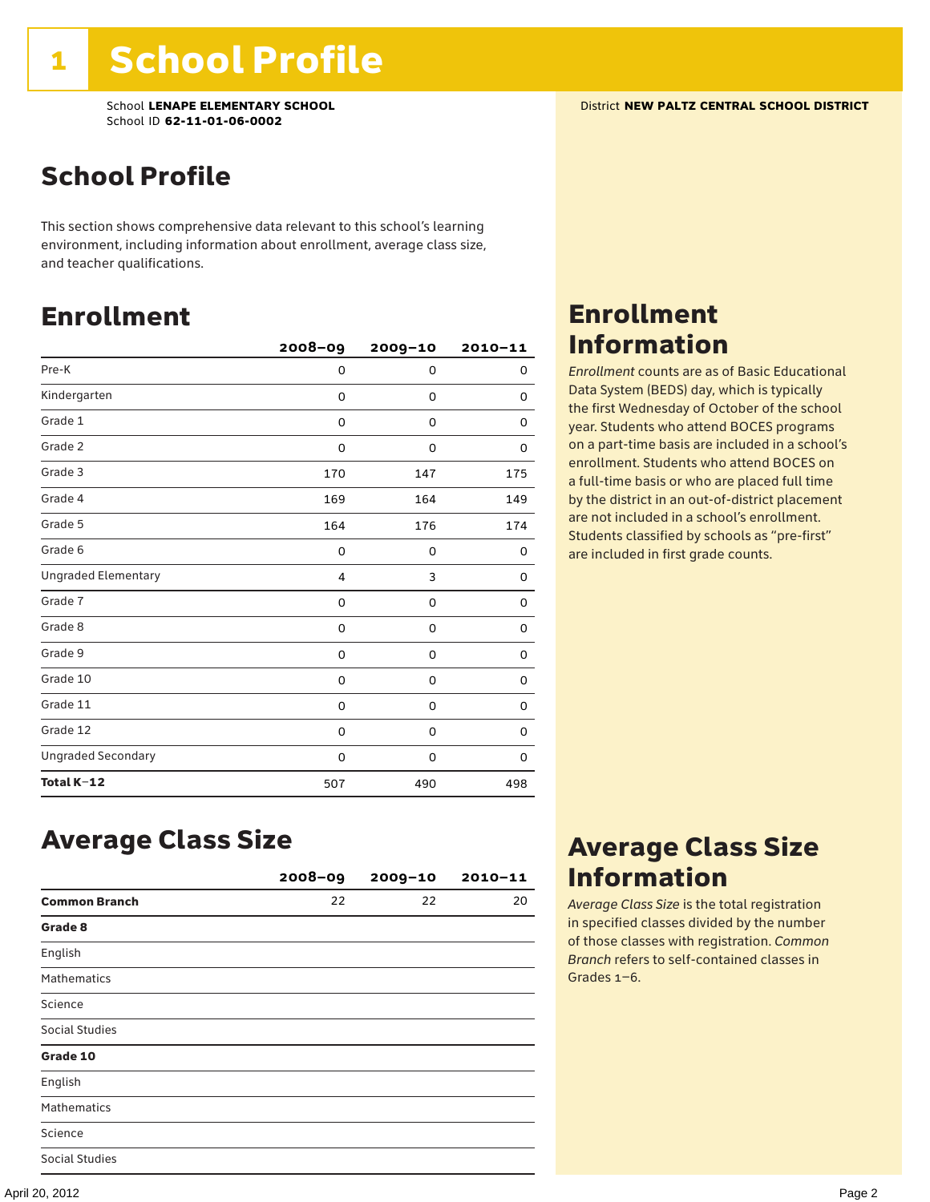# 1 School Profile

School **LENAPE ELEMENTARY SCHOOL**
School ID **62-11-01-06-0002**

District **NEW PALTZ CENTRAL SCHOOL DISTRICT**

## School Profile

This section shows comprehensive data relevant to this school's learning environment, including information about enrollment, average class size, and teacher qualifications.

## Enrollment

| | 2008–09 | 2009–10 | 2010–11 |
|---|---|---|---|
| Pre-K | 0 | 0 | 0 |
| Kindergarten | 0 | 0 | 0 |
| Grade 1 | 0 | 0 | 0 |
| Grade 2 | 0 | 0 | 0 |
| Grade 3 | 170 | 147 | 175 |
| Grade 4 | 169 | 164 | 149 |
| Grade 5 | 164 | 176 | 174 |
| Grade 6 | 0 | 0 | 0 |
| Ungraded Elementary | 4 | 3 | 0 |
| Grade 7 | 0 | 0 | 0 |
| Grade 8 | 0 | 0 | 0 |
| Grade 9 | 0 | 0 | 0 |
| Grade 10 | 0 | 0 | 0 |
| Grade 11 | 0 | 0 | 0 |
| Grade 12 | 0 | 0 | 0 |
| Ungraded Secondary | 0 | 0 | 0 |
| **Total K–12** | 507 | 490 | 498 |

## Enrollment Information

*Enrollment* counts are as of Basic Educational Data System (BEDS) day, which is typically the first Wednesday of October of the school year. Students who attend BOCES programs on a part-time basis are included in a school's enrollment. Students who attend BOCES on a full-time basis or who are placed full time by the district in an out-of-district placement are not included in a school's enrollment. Students classified by schools as "pre-first" are included in first grade counts.

## Average Class Size

| | 2008–09 | 2009–10 | 2010–11 |
|---|---|---|---|
| **Common Branch** | 22 | 22 | 20 |
| **Grade 8** | | | |
| English | | | |
| Mathematics | | | |
| Science | | | |
| Social Studies | | | |
| **Grade 10** | | | |
| English | | | |
| Mathematics | | | |
| Science | | | |
| Social Studies | | | |

## Average Class Size Information

*Average Class Size* is the total registration in specified classes divided by the number of those classes with registration. *Common Branch* refers to self-contained classes in Grades 1–6.

April 20, 2012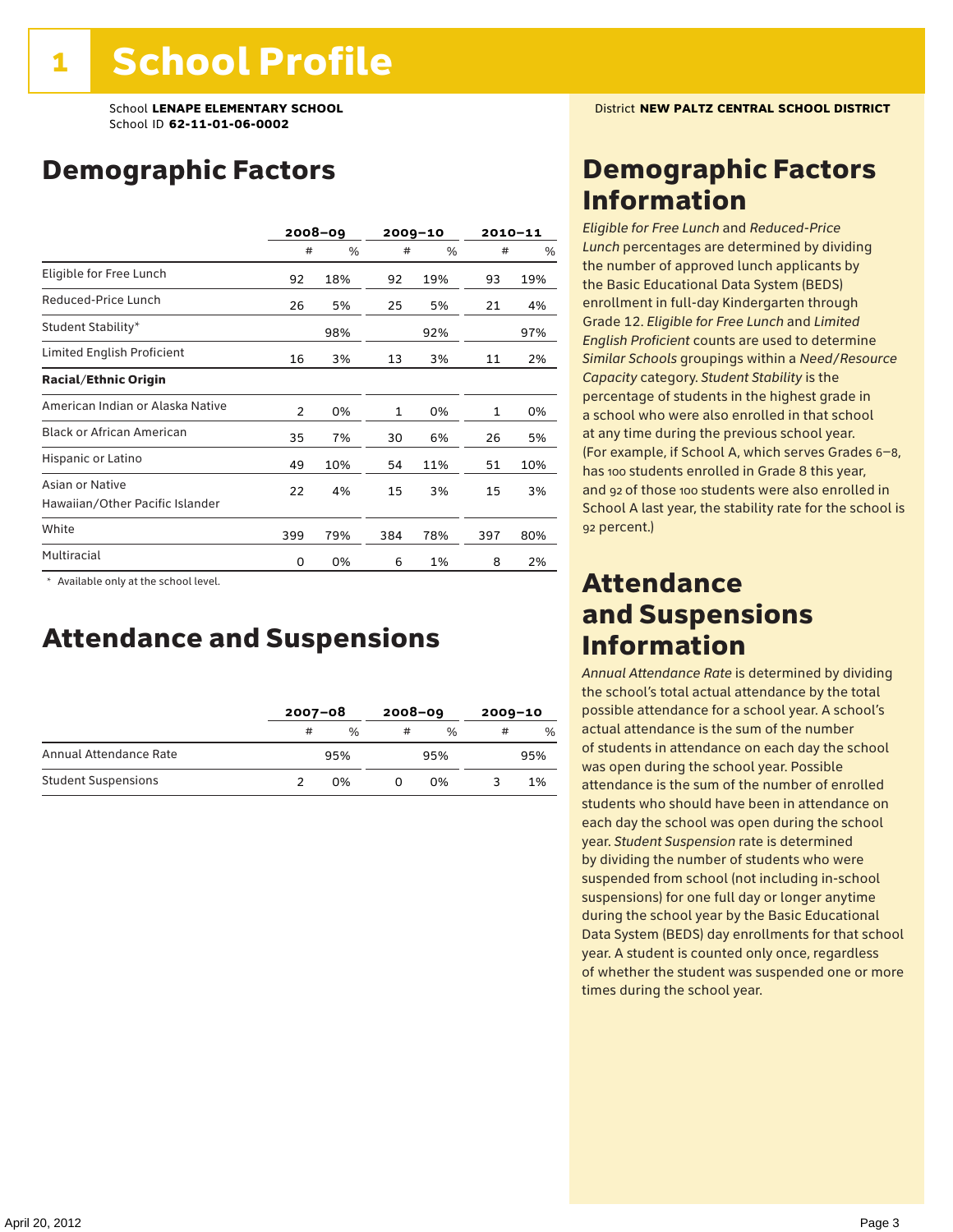# 1 School Profile

School **LENAPE ELEMENTARY SCHOOL**
School ID **62-11-01-06-0002**

District **NEW PALTZ CENTRAL SCHOOL DISTRICT**

## Demographic Factors

| | 2008–09 | | 2009–10 | | 2010–11 | |
|---|---|---|---|---|---|---|
| | # | % | # | % | # | % |
| Eligible for Free Lunch | 92 | 18% | 92 | 19% | 93 | 19% |
| Reduced-Price Lunch | 26 | 5% | 25 | 5% | 21 | 4% |
| Student Stability* | | 98% | | 92% | | 97% |
| Limited English Proficient | 16 | 3% | 13 | 3% | 11 | 2% |
| **Racial/Ethnic Origin** | | | | | | |
| American Indian or Alaska Native | 2 | 0% | 1 | 0% | 1 | 0% |
| Black or African American | 35 | 7% | 30 | 6% | 26 | 5% |
| Hispanic or Latino | 49 | 10% | 54 | 11% | 51 | 10% |
| Asian or Native Hawaiian/Other Pacific Islander | 22 | 4% | 15 | 3% | 15 | 3% |
| White | 399 | 79% | 384 | 78% | 397 | 80% |
| Multiracial | 0 | 0% | 6 | 1% | 8 | 2% |

\* Available only at the school level.

## Attendance and Suspensions

| | 2007–08 | | 2008–09 | | 2009–10 | |
|---|---|---|---|---|---|---|
| | # | % | # | % | # | % |
| Annual Attendance Rate | | 95% | | 95% | | 95% |
| Student Suspensions | 2 | 0% | 0 | 0% | 3 | 1% |

## Demographic Factors Information

*Eligible for Free Lunch* and *Reduced-Price Lunch* percentages are determined by dividing the number of approved lunch applicants by the Basic Educational Data System (BEDS) enrollment in full-day Kindergarten through Grade 12. *Eligible for Free Lunch* and *Limited English Proficient* counts are used to determine *Similar Schools* groupings within a *Need/Resource Capacity* category. *Student Stability* is the percentage of students in the highest grade in a school who were also enrolled in that school at any time during the previous school year. (For example, if School A, which serves Grades 6–8, has 100 students enrolled in Grade 8 this year, and 92 of those 100 students were also enrolled in School A last year, the stability rate for the school is 92 percent.)

## Attendance and Suspensions Information

*Annual Attendance Rate* is determined by dividing the school's total actual attendance by the total possible attendance for a school year. A school's actual attendance is the sum of the number of students in attendance on each day the school was open during the school year. Possible attendance is the sum of the number of enrolled students who should have been in attendance on each day the school was open during the school year. *Student Suspension* rate is determined by dividing the number of students who were suspended from school (not including in-school suspensions) for one full day or longer anytime during the school year by the Basic Educational Data System (BEDS) day enrollments for that school year. A student is counted only once, regardless of whether the student was suspended one or more times during the school year.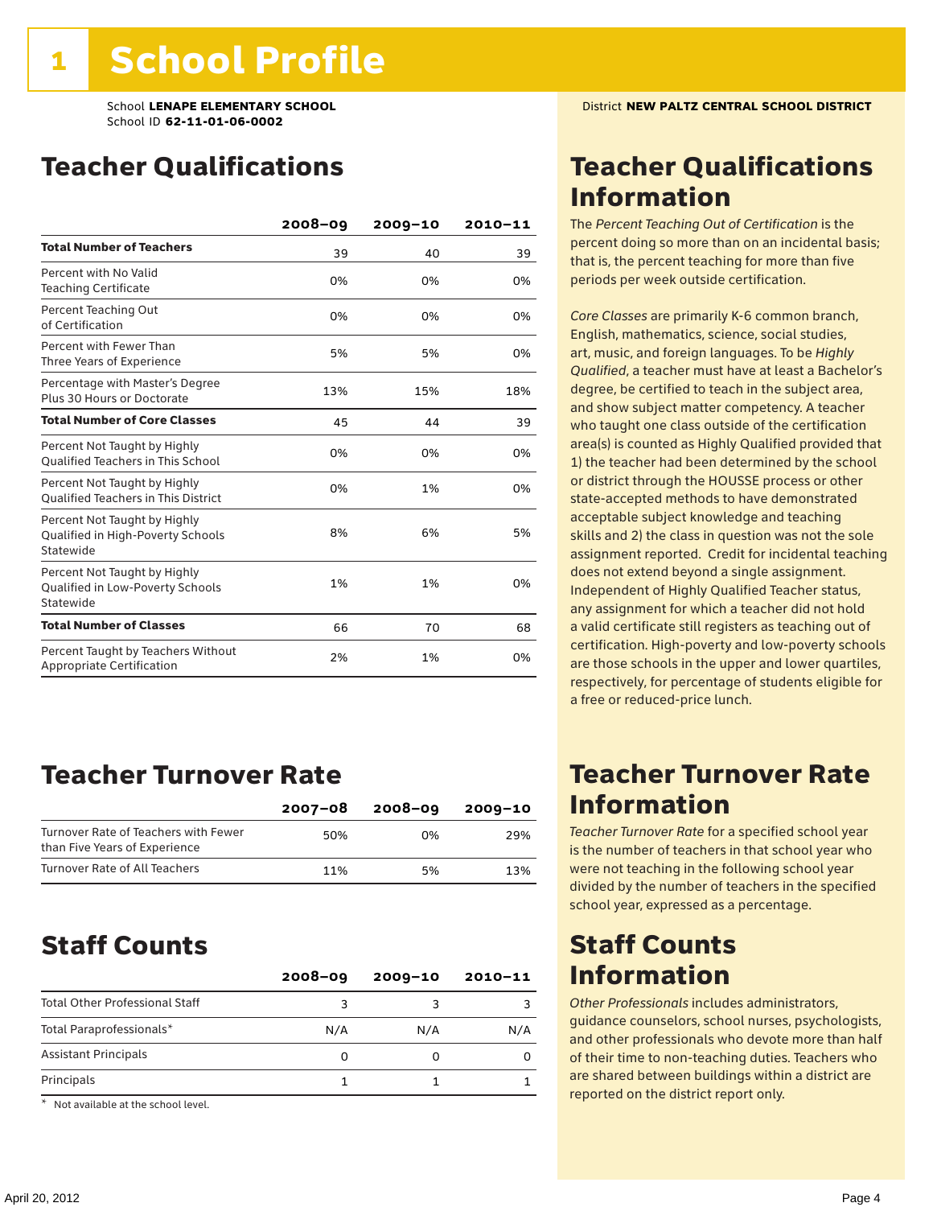# 1 School Profile

School **LENAPE ELEMENTARY SCHOOL**
School ID **62-11-01-06-0002**

District **NEW PALTZ CENTRAL SCHOOL DISTRICT**

## Teacher Qualifications

| | 2008–09 | 2009–10 | 2010–11 |
|---|---|---|---|
| **Total Number of Teachers** | 39 | 40 | 39 |
| Percent with No Valid Teaching Certificate | 0% | 0% | 0% |
| Percent Teaching Out of Certification | 0% | 0% | 0% |
| Percent with Fewer Than Three Years of Experience | 5% | 5% | 0% |
| Percentage with Master's Degree Plus 30 Hours or Doctorate | 13% | 15% | 18% |
| **Total Number of Core Classes** | 45 | 44 | 39 |
| Percent Not Taught by Highly Qualified Teachers in This School | 0% | 0% | 0% |
| Percent Not Taught by Highly Qualified Teachers in This District | 0% | 1% | 0% |
| Percent Not Taught by Highly Qualified in High-Poverty Schools Statewide | 8% | 6% | 5% |
| Percent Not Taught by Highly Qualified in Low-Poverty Schools Statewide | 1% | 1% | 0% |
| **Total Number of Classes** | 66 | 70 | 68 |
| Percent Taught by Teachers Without Appropriate Certification | 2% | 1% | 0% |

## Teacher Qualifications Information

The *Percent Teaching Out of Certification* is the percent doing so more than on an incidental basis; that is, the percent teaching for more than five periods per week outside certification.

*Core Classes* are primarily K-6 common branch, English, mathematics, science, social studies, art, music, and foreign languages. To be *Highly Qualified*, a teacher must have at least a Bachelor's degree, be certified to teach in the subject area, and show subject matter competency. A teacher who taught one class outside of the certification area(s) is counted as Highly Qualified provided that 1) the teacher had been determined by the school or district through the HOUSSE process or other state-accepted methods to have demonstrated acceptable subject knowledge and teaching skills and 2) the class in question was not the sole assignment reported. Credit for incidental teaching does not extend beyond a single assignment. Independent of Highly Qualified Teacher status, any assignment for which a teacher did not hold a valid certificate still registers as teaching out of certification. High-poverty and low-poverty schools are those schools in the upper and lower quartiles, respectively, for percentage of students eligible for a free or reduced-price lunch.

## Teacher Turnover Rate

| | 2007–08 | 2008–09 | 2009–10 |
|---|---|---|---|
| Turnover Rate of Teachers with Fewer than Five Years of Experience | 50% | 0% | 29% |
| Turnover Rate of All Teachers | 11% | 5% | 13% |

## Teacher Turnover Rate Information

*Teacher Turnover Rate* for a specified school year is the number of teachers in that school year who were not teaching in the following school year divided by the number of teachers in the specified school year, expressed as a percentage.

## Staff Counts

| | 2008–09 | 2009–10 | 2010–11 |
|---|---|---|---|
| Total Other Professional Staff | 3 | 3 | 3 |
| Total Paraprofessionals* | N/A | N/A | N/A |
| Assistant Principals | 0 | 0 | 0 |
| Principals | 1 | 1 | 1 |

\* Not available at the school level.

## Staff Counts Information

*Other Professionals* includes administrators, guidance counselors, school nurses, psychologists, and other professionals who devote more than half of their time to non-teaching duties. Teachers who are shared between buildings within a district are reported on the district report only.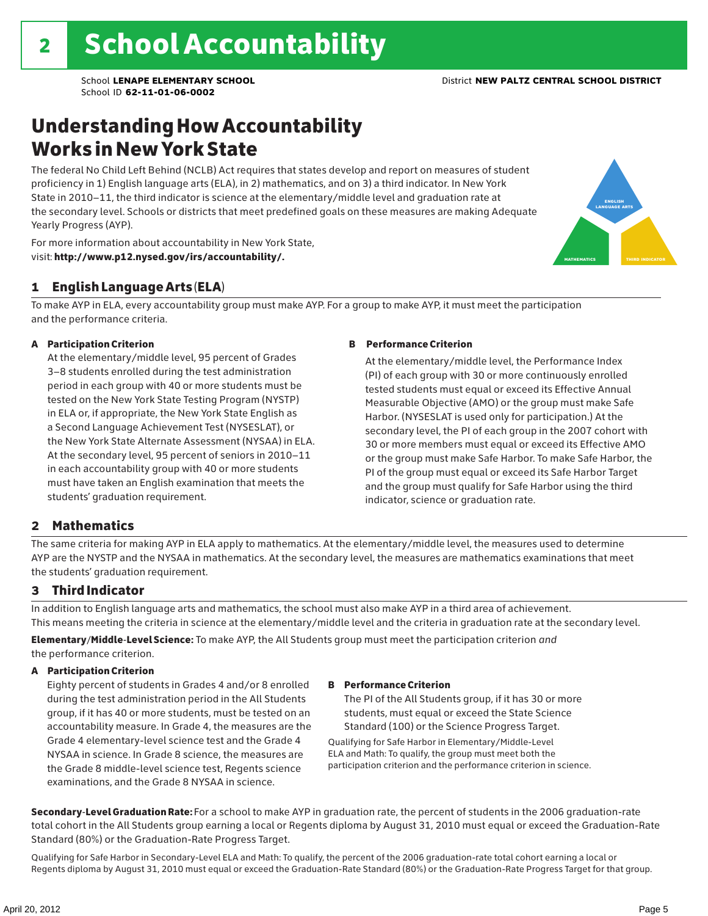# 2 School Accountability

School **LENAPE ELEMENTARY SCHOOL** District **NEW PALTZ CENTRAL SCHOOL DISTRICT**
School ID **62-11-01-06-0002**

## Understanding How Accountability Works in New York State

The federal No Child Left Behind (NCLB) Act requires that states develop and report on measures of student proficiency in 1) English language arts (ELA), in 2) mathematics, and on 3) a third indicator. In New York State in 2010–11, the third indicator is science at the elementary/middle level and graduation rate at the secondary level. Schools or districts that meet predefined goals on these measures are making Adequate Yearly Progress (AYP).

For more information about accountability in New York State, visit: **http://www.p12.nysed.gov/irs/accountability/.**

ENGLISH LANGUAGE ARTS
MATHEMATICS
THIRD INDICATOR

### 1 English Language Arts (ELA)

To make AYP in ELA, every accountability group must make AYP. For a group to make AYP, it must meet the participation and the performance criteria.

**A Participation Criterion**

At the elementary/middle level, 95 percent of Grades 3–8 students enrolled during the test administration period in each group with 40 or more students must be tested on the New York State Testing Program (NYSTP) in ELA or, if appropriate, the New York State English as a Second Language Achievement Test (NYSESLAT), or the New York State Alternate Assessment (NYSAA) in ELA. At the secondary level, 95 percent of seniors in 2010–11 in each accountability group with 40 or more students must have taken an English examination that meets the students' graduation requirement.

**B Performance Criterion**

At the elementary/middle level, the Performance Index (PI) of each group with 30 or more continuously enrolled tested students must equal or exceed its Effective Annual Measurable Objective (AMO) or the group must make Safe Harbor. (NYSESLAT is used only for participation.) At the secondary level, the PI of each group in the 2007 cohort with 30 or more members must equal or exceed its Effective AMO or the group must make Safe Harbor. To make Safe Harbor, the PI of the group must equal or exceed its Safe Harbor Target and the group must qualify for Safe Harbor using the third indicator, science or graduation rate.

### 2 Mathematics

The same criteria for making AYP in ELA apply to mathematics. At the elementary/middle level, the measures used to determine AYP are the NYSTP and the NYSAA in mathematics. At the secondary level, the measures are mathematics examinations that meet the students' graduation requirement.

### 3 Third Indicator

In addition to English language arts and mathematics, the school must also make AYP in a third area of achievement. This means meeting the criteria in science at the elementary/middle level and the criteria in graduation rate at the secondary level.

**Elementary/Middle-Level Science:** To make AYP, the All Students group must meet the participation criterion *and* the performance criterion.

**A Participation Criterion**

Eighty percent of students in Grades 4 and/or 8 enrolled during the test administration period in the All Students group, if it has 40 or more students, must be tested on an accountability measure. In Grade 4, the measures are the Grade 4 elementary-level science test and the Grade 4 NYSAA in science. In Grade 8 science, the measures are the Grade 8 middle-level science test, Regents science examinations, and the Grade 8 NYSAA in science.

**B Performance Criterion**

The PI of the All Students group, if it has 30 or more students, must equal or exceed the State Science Standard (100) or the Science Progress Target.

Qualifying for Safe Harbor in Elementary/Middle-Level ELA and Math: To qualify, the group must meet both the participation criterion and the performance criterion in science.

**Secondary-Level Graduation Rate:** For a school to make AYP in graduation rate, the percent of students in the 2006 graduation-rate total cohort in the All Students group earning a local or Regents diploma by August 31, 2010 must equal or exceed the Graduation-Rate Standard (80%) or the Graduation-Rate Progress Target.

Qualifying for Safe Harbor in Secondary-Level ELA and Math: To qualify, the percent of the 2006 graduation-rate total cohort earning a local or Regents diploma by August 31, 2010 must equal or exceed the Graduation-Rate Standard (80%) or the Graduation-Rate Progress Target for that group.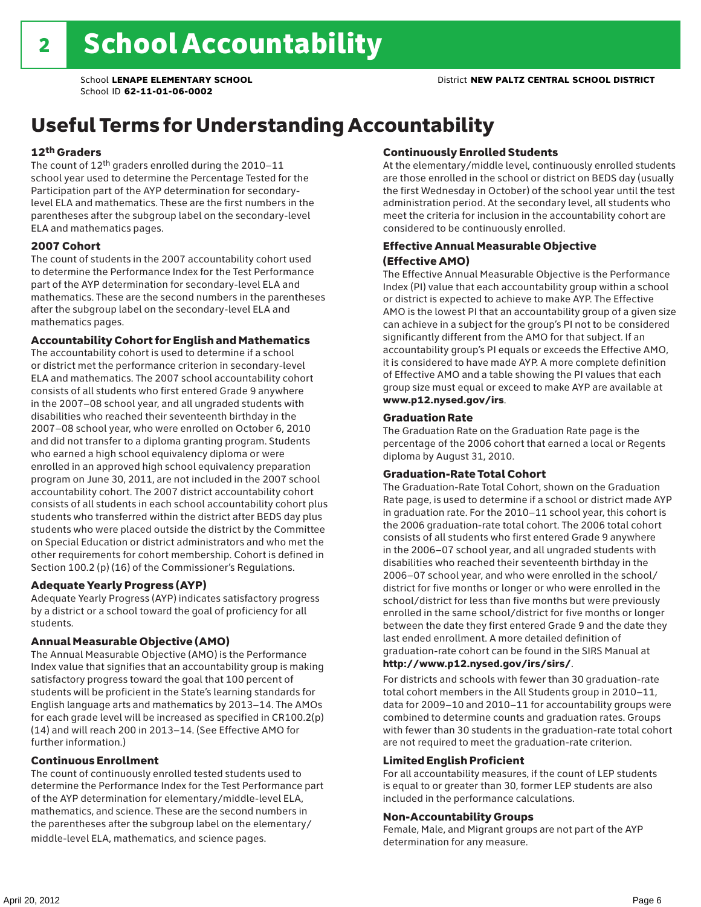# 2 School Accountability

School **LENAPE ELEMENTARY SCHOOL**
School ID **62-11-01-06-0002**

District **NEW PALTZ CENTRAL SCHOOL DISTRICT**

## Useful Terms for Understanding Accountability

### 12th Graders

The count of 12th graders enrolled during the 2010–11 school year used to determine the Percentage Tested for the Participation part of the AYP determination for secondary-level ELA and mathematics. These are the first numbers in the parentheses after the subgroup label on the secondary-level ELA and mathematics pages.

### 2007 Cohort

The count of students in the 2007 accountability cohort used to determine the Performance Index for the Test Performance part of the AYP determination for secondary-level ELA and mathematics. These are the second numbers in the parentheses after the subgroup label on the secondary-level ELA and mathematics pages.

### Accountability Cohort for English and Mathematics

The accountability cohort is used to determine if a school or district met the performance criterion in secondary-level ELA and mathematics. The 2007 school accountability cohort consists of all students who first entered Grade 9 anywhere in the 2007–08 school year, and all ungraded students with disabilities who reached their seventeenth birthday in the 2007–08 school year, who were enrolled on October 6, 2010 and did not transfer to a diploma granting program. Students who earned a high school equivalency diploma or were enrolled in an approved high school equivalency preparation program on June 30, 2011, are not included in the 2007 school accountability cohort. The 2007 district accountability cohort consists of all students in each school accountability cohort plus students who transferred within the district after BEDS day plus students who were placed outside the district by the Committee on Special Education or district administrators and who met the other requirements for cohort membership. Cohort is defined in Section 100.2 (p) (16) of the Commissioner's Regulations.

### Adequate Yearly Progress (AYP)

Adequate Yearly Progress (AYP) indicates satisfactory progress by a district or a school toward the goal of proficiency for all students.

### Annual Measurable Objective (AMO)

The Annual Measurable Objective (AMO) is the Performance Index value that signifies that an accountability group is making satisfactory progress toward the goal that 100 percent of students will be proficient in the State's learning standards for English language arts and mathematics by 2013–14. The AMOs for each grade level will be increased as specified in CR100.2(p)(14) and will reach 200 in 2013–14. (See Effective AMO for further information.)

### Continuous Enrollment

The count of continuously enrolled tested students used to determine the Performance Index for the Test Performance part of the AYP determination for elementary/middle-level ELA, mathematics, and science. These are the second numbers in the parentheses after the subgroup label on the elementary/middle-level ELA, mathematics, and science pages.

### Continuously Enrolled Students

At the elementary/middle level, continuously enrolled students are those enrolled in the school or district on BEDS day (usually the first Wednesday in October) of the school year until the test administration period. At the secondary level, all students who meet the criteria for inclusion in the accountability cohort are considered to be continuously enrolled.

### Effective Annual Measurable Objective (Effective AMO)

The Effective Annual Measurable Objective is the Performance Index (PI) value that each accountability group within a school or district is expected to achieve to make AYP. The Effective AMO is the lowest PI that an accountability group of a given size can achieve in a subject for the group's PI not to be considered significantly different from the AMO for that subject. If an accountability group's PI equals or exceeds the Effective AMO, it is considered to have made AYP. A more complete definition of Effective AMO and a table showing the PI values that each group size must equal or exceed to make AYP are available at **www.p12.nysed.gov/irs**.

### Graduation Rate

The Graduation Rate on the Graduation Rate page is the percentage of the 2006 cohort that earned a local or Regents diploma by August 31, 2010.

### Graduation-Rate Total Cohort

The Graduation-Rate Total Cohort, shown on the Graduation Rate page, is used to determine if a school or district made AYP in graduation rate. For the 2010–11 school year, this cohort is the 2006 graduation-rate total cohort. The 2006 total cohort consists of all students who first entered Grade 9 anywhere in the 2006–07 school year, and all ungraded students with disabilities who reached their seventeenth birthday in the 2006–07 school year, and who were enrolled in the school/district for five months or longer or who were enrolled in the school/district for less than five months but were previously enrolled in the same school/district for five months or longer between the date they first entered Grade 9 and the date they last ended enrollment. A more detailed definition of graduation-rate cohort can be found in the SIRS Manual at **http://www.p12.nysed.gov/irs/sirs/**.

For districts and schools with fewer than 30 graduation-rate total cohort members in the All Students group in 2010–11, data for 2009–10 and 2010–11 for accountability groups were combined to determine counts and graduation rates. Groups with fewer than 30 students in the graduation-rate total cohort are not required to meet the graduation-rate criterion.

### Limited English Proficient

For all accountability measures, if the count of LEP students is equal to or greater than 30, former LEP students are also included in the performance calculations.

### Non-Accountability Groups

Female, Male, and Migrant groups are not part of the AYP determination for any measure.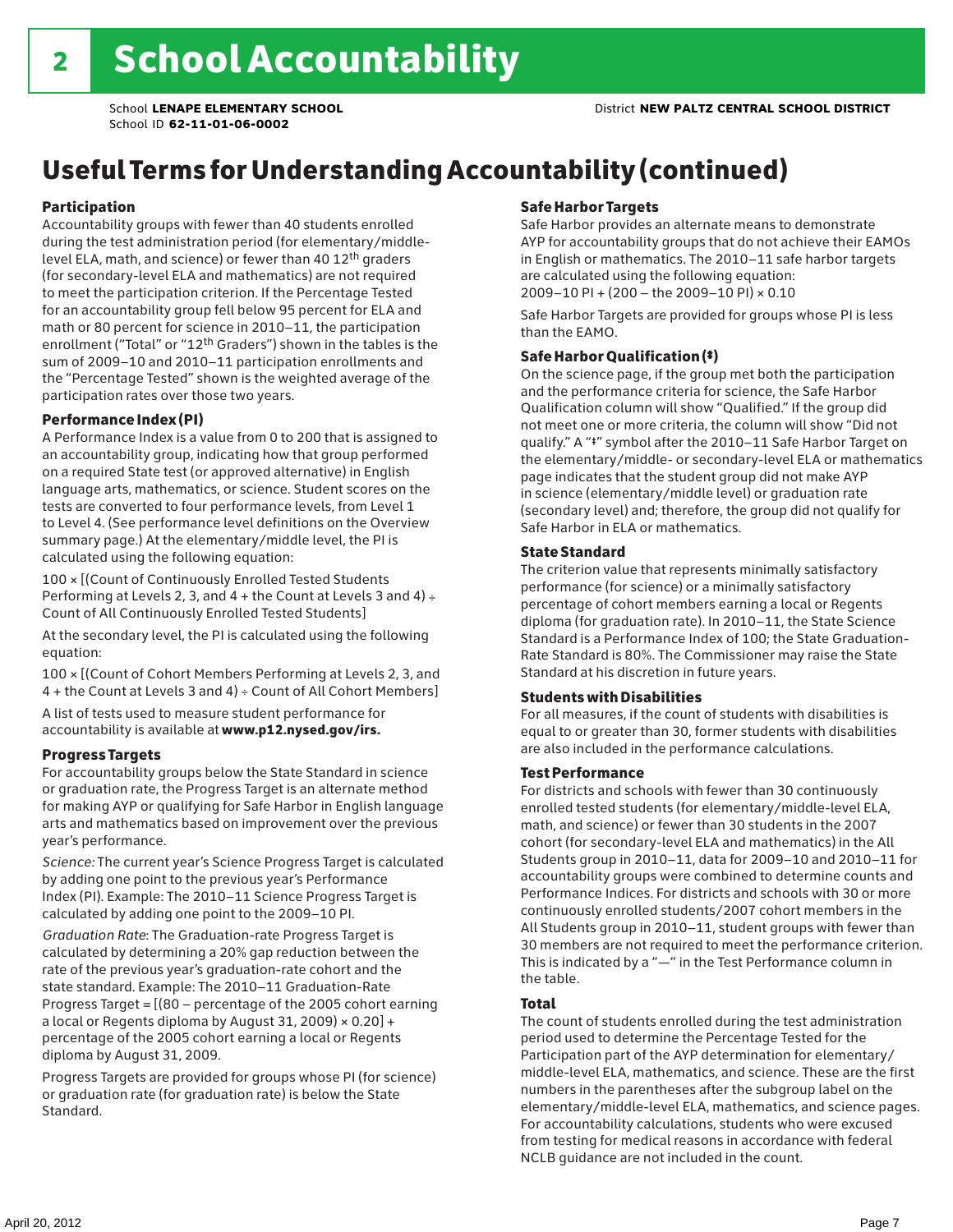## 2 School Accountability

School **LENAPE ELEMENTARY SCHOOL** District **NEW PALTZ CENTRAL SCHOOL DISTRICT**
School ID **62-11-01-06-0002**

# Useful Terms for Understanding Accountability (continued)

### Participation

Accountability groups with fewer than 40 students enrolled during the test administration period (for elementary/middle-level ELA, math, and science) or fewer than 40 12th graders (for secondary-level ELA and mathematics) are not required to meet the participation criterion. If the Percentage Tested for an accountability group fell below 95 percent for ELA and math or 80 percent for science in 2010–11, the participation enrollment ("Total" or "12th Graders") shown in the tables is the sum of 2009–10 and 2010–11 participation enrollments and the "Percentage Tested" shown is the weighted average of the participation rates over those two years.

### Performance Index (PI)

A Performance Index is a value from 0 to 200 that is assigned to an accountability group, indicating how that group performed on a required State test (or approved alternative) in English language arts, mathematics, or science. Student scores on the tests are converted to four performance levels, from Level 1 to Level 4. (See performance level definitions on the Overview summary page.) At the elementary/middle level, the PI is calculated using the following equation:

100 × [(Count of Continuously Enrolled Tested Students Performing at Levels 2, 3, and 4 + the Count at Levels 3 and 4) ÷ Count of All Continuously Enrolled Tested Students]

At the secondary level, the PI is calculated using the following equation:

100 × [(Count of Cohort Members Performing at Levels 2, 3, and 4 + the Count at Levels 3 and 4) ÷ Count of All Cohort Members]

A list of tests used to measure student performance for accountability is available at **www.p12.nysed.gov/irs.**

### Progress Targets

For accountability groups below the State Standard in science or graduation rate, the Progress Target is an alternate method for making AYP or qualifying for Safe Harbor in English language arts and mathematics based on improvement over the previous year's performance.

*Science:* The current year's Science Progress Target is calculated by adding one point to the previous year's Performance Index (PI). Example: The 2010–11 Science Progress Target is calculated by adding one point to the 2009–10 PI.

*Graduation Rate*: The Graduation-rate Progress Target is calculated by determining a 20% gap reduction between the rate of the previous year's graduation-rate cohort and the state standard. Example: The 2010–11 Graduation-Rate Progress Target = [(80 – percentage of the 2005 cohort earning a local or Regents diploma by August 31, 2009) × 0.20] + percentage of the 2005 cohort earning a local or Regents diploma by August 31, 2009.

Progress Targets are provided for groups whose PI (for science) or graduation rate (for graduation rate) is below the State Standard.

### Safe Harbor Targets

Safe Harbor provides an alternate means to demonstrate AYP for accountability groups that do not achieve their EAMOs in English or mathematics. The 2010–11 safe harbor targets are calculated using the following equation:
2009–10 PI + (200 – the 2009–10 PI) × 0.10

Safe Harbor Targets are provided for groups whose PI is less than the EAMO.

### Safe Harbor Qualification (‡)

On the science page, if the group met both the participation and the performance criteria for science, the Safe Harbor Qualification column will show "Qualified." If the group did not meet one or more criteria, the column will show "Did not qualify." A "‡" symbol after the 2010–11 Safe Harbor Target on the elementary/middle- or secondary-level ELA or mathematics page indicates that the student group did not make AYP in science (elementary/middle level) or graduation rate (secondary level) and; therefore, the group did not qualify for Safe Harbor in ELA or mathematics.

### State Standard

The criterion value that represents minimally satisfactory performance (for science) or a minimally satisfactory percentage of cohort members earning a local or Regents diploma (for graduation rate). In 2010–11, the State Science Standard is a Performance Index of 100; the State Graduation-Rate Standard is 80%. The Commissioner may raise the State Standard at his discretion in future years.

### Students with Disabilities

For all measures, if the count of students with disabilities is equal to or greater than 30, former students with disabilities are also included in the performance calculations.

### Test Performance

For districts and schools with fewer than 30 continuously enrolled tested students (for elementary/middle-level ELA, math, and science) or fewer than 30 students in the 2007 cohort (for secondary-level ELA and mathematics) in the All Students group in 2010–11, data for 2009–10 and 2010–11 for accountability groups were combined to determine counts and Performance Indices. For districts and schools with 30 or more continuously enrolled students/2007 cohort members in the All Students group in 2010–11, student groups with fewer than 30 members are not required to meet the performance criterion. This is indicated by a "—" in the Test Performance column in the table.

### Total

The count of students enrolled during the test administration period used to determine the Percentage Tested for the Participation part of the AYP determination for elementary/middle-level ELA, mathematics, and science. These are the first numbers in the parentheses after the subgroup label on the elementary/middle-level ELA, mathematics, and science pages. For accountability calculations, students who were excused from testing for medical reasons in accordance with federal NCLB guidance are not included in the count.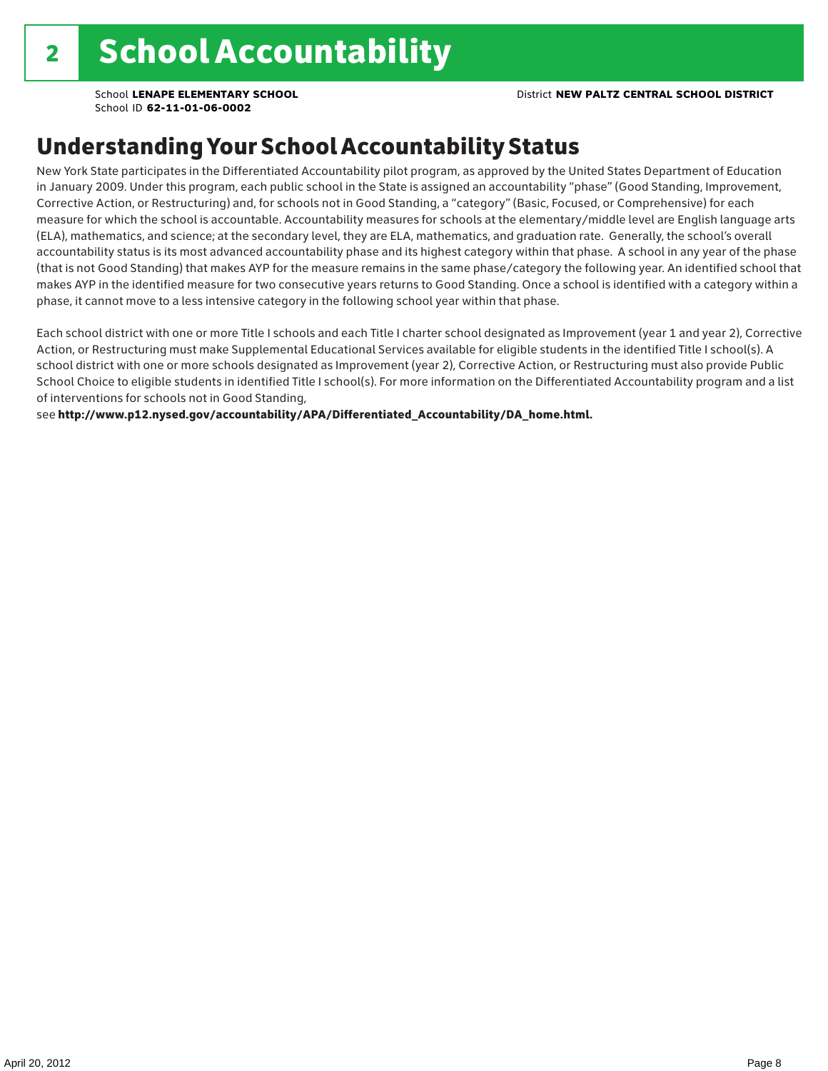# 2 School Accountability

School **LENAPE ELEMENTARY SCHOOL**
School ID **62-11-01-06-0002**

District **NEW PALTZ CENTRAL SCHOOL DISTRICT**

## Understanding Your School Accountability Status

New York State participates in the Differentiated Accountability pilot program, as approved by the United States Department of Education in January 2009. Under this program, each public school in the State is assigned an accountability "phase" (Good Standing, Improvement, Corrective Action, or Restructuring) and, for schools not in Good Standing, a "category" (Basic, Focused, or Comprehensive) for each measure for which the school is accountable. Accountability measures for schools at the elementary/middle level are English language arts (ELA), mathematics, and science; at the secondary level, they are ELA, mathematics, and graduation rate. Generally, the school's overall accountability status is its most advanced accountability phase and its highest category within that phase. A school in any year of the phase (that is not Good Standing) that makes AYP for the measure remains in the same phase/category the following year. An identified school that makes AYP in the identified measure for two consecutive years returns to Good Standing. Once a school is identified with a category within a phase, it cannot move to a less intensive category in the following school year within that phase.

Each school district with one or more Title I schools and each Title I charter school designated as Improvement (year 1 and year 2), Corrective Action, or Restructuring must make Supplemental Educational Services available for eligible students in the identified Title I school(s). A school district with one or more schools designated as Improvement (year 2), Corrective Action, or Restructuring must also provide Public School Choice to eligible students in identified Title I school(s). For more information on the Differentiated Accountability program and a list of interventions for schools not in Good Standing,
see **http://www.p12.nysed.gov/accountability/APA/Differentiated_Accountability/DA_home.html.**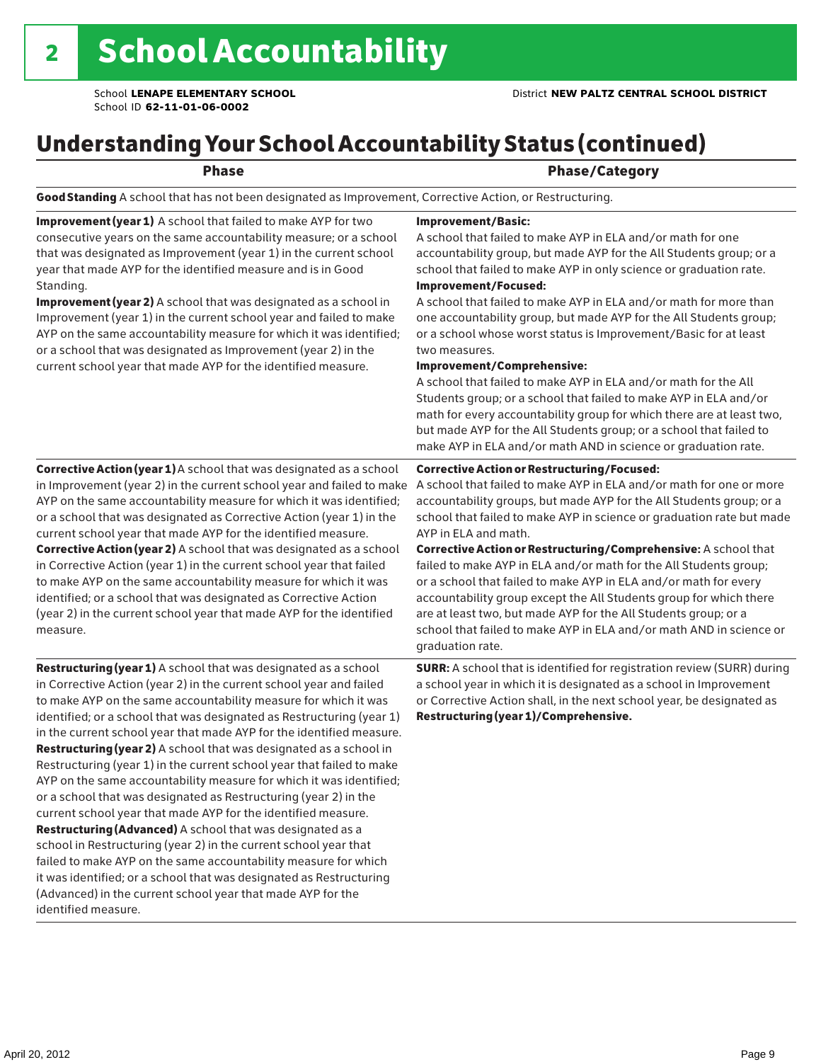# 2 School Accountability

School **LENAPE ELEMENTARY SCHOOL**
School ID **62-11-01-06-0002**

District **NEW PALTZ CENTRAL SCHOOL DISTRICT**

## Understanding Your School Accountability Status (continued)

| Phase | Phase/Category |
|---|---|
| **Good Standing** A school that has not been designated as Improvement, Corrective Action, or Restructuring. | |
| **Improvement (year 1)** A school that failed to make AYP for two consecutive years on the same accountability measure; or a school that was designated as Improvement (year 1) in the current school year that made AYP for the identified measure and is in Good Standing.<br>**Improvement (year 2)** A school that was designated as a school in Improvement (year 1) in the current school year and failed to make AYP on the same accountability measure for which it was identified; or a school that was designated as Improvement (year 2) in the current school year that made AYP for the identified measure. | **Improvement/Basic:**<br>A school that failed to make AYP in ELA and/or math for one accountability group, but made AYP for the All Students group; or a school that failed to make AYP in only science or graduation rate.<br>**Improvement/Focused:**<br>A school that failed to make AYP in ELA and/or math for more than one accountability group, but made AYP for the All Students group; or a school whose worst status is Improvement/Basic for at least two measures.<br>**Improvement/Comprehensive:**<br>A school that failed to make AYP in ELA and/or math for the All Students group; or a school that failed to make AYP in ELA and/or math for every accountability group for which there are at least two, but made AYP for the All Students group; or a school that failed to make AYP in ELA and/or math AND in science or graduation rate. |
| **Corrective Action (year 1)** A school that was designated as a school in Improvement (year 2) in the current school year and failed to make AYP on the same accountability measure for which it was identified; or a school that was designated as Corrective Action (year 1) in the current school year that made AYP for the identified measure.<br>**Corrective Action (year 2)** A school that was designated as a school in Corrective Action (year 1) in the current school year that failed to make AYP on the same accountability measure for which it was identified; or a school that was designated as Corrective Action (year 2) in the current school year that made AYP for the identified measure. | **Corrective Action or Restructuring/Focused:**<br>A school that failed to make AYP in ELA and/or math for one or more accountability groups, but made AYP for the All Students group; or a school that failed to make AYP in science or graduation rate but made AYP in ELA and math.<br>**Corrective Action or Restructuring/Comprehensive:** A school that failed to make AYP in ELA and/or math for the All Students group; or a school that failed to make AYP in ELA and/or math for every accountability group except the All Students group for which there are at least two, but made AYP for the All Students group; or a school that failed to make AYP in ELA and/or math AND in science or graduation rate. |
| **Restructuring (year 1)** A school that was designated as a school in Corrective Action (year 2) in the current school year and failed to make AYP on the same accountability measure for which it was identified; or a school that was designated as Restructuring (year 1) in the current school year that made AYP for the identified measure.<br>**Restructuring (year 2)** A school that was designated as a school in Restructuring (year 1) in the current school year that failed to make AYP on the same accountability measure for which it was identified; or a school that was designated as Restructuring (year 2) in the current school year that made AYP for the identified measure.<br>**Restructuring (Advanced)** A school that was designated as a school in Restructuring (year 2) in the current school year that failed to make AYP on the same accountability measure for which it was identified; or a school that was designated as Restructuring (Advanced) in the current school year that made AYP for the identified measure. | **SURR:** A school that is identified for registration review (SURR) during a school year in which it is designated as a school in Improvement or Corrective Action shall, in the next school year, be designated as **Restructuring (year 1)/Comprehensive.** |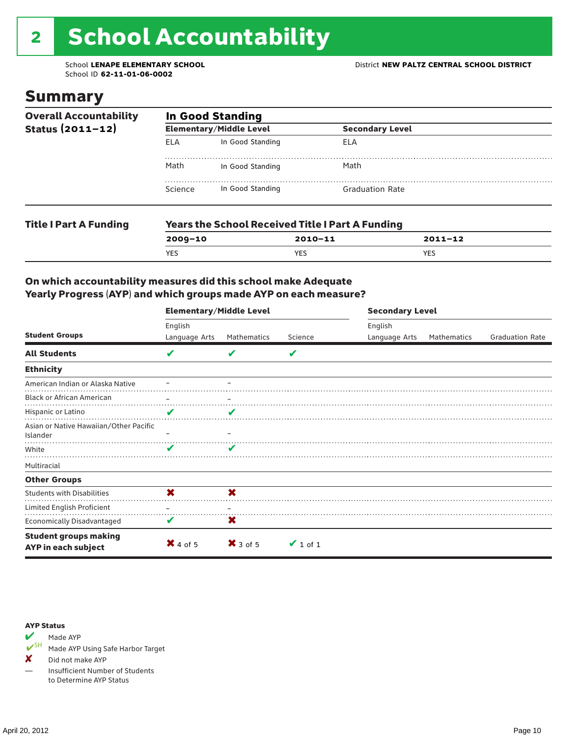# 2 School Accountability

School **LENAPE ELEMENTARY SCHOOL**
School ID **62-11-01-06-0002**

District **NEW PALTZ CENTRAL SCHOOL DISTRICT**

## Summary

| Overall Accountability Status (2011–12) | In Good Standing | | | |
|---|---|---|---|---|
| | **Elementary/Middle Level** | | **Secondary Level** | |
| | ELA | In Good Standing | ELA | |
| | Math | In Good Standing | Math | |
| | Science | In Good Standing | Graduation Rate | |

| Title I Part A Funding | Years the School Received Title I Part A Funding | | |
|---|---|---|---|
| | **2009–10** | **2010–11** | **2011–12** |
| | YES | YES | YES |

### On which accountability measures did this school make Adequate Yearly Progress (AYP) and which groups made AYP on each measure?

| | Elementary/Middle Level | | | Secondary Level | | |
|---|---|---|---|---|---|---|
| **Student Groups** | English Language Arts | Mathematics | Science | English Language Arts | Mathematics | Graduation Rate |
| **All Students** | ✔ | ✔ | ✔ | | | |
| **Ethnicity** | | | | | | |
| American Indian or Alaska Native | – | – | | | | |
| Black or African American | – | – | | | | |
| Hispanic or Latino | ✔ | ✔ | | | | |
| Asian or Native Hawaiian/Other Pacific Islander | – | – | | | | |
| White | ✔ | ✔ | | | | |
| Multiracial | | | | | | |
| **Other Groups** | | | | | | |
| Students with Disabilities | ✘ | ✘ | | | | |
| Limited English Proficient | – | – | | | | |
| Economically Disadvantaged | ✔ | ✘ | | | | |
| **Student groups making AYP in each subject** | ✘ 4 of 5 | ✘ 3 of 5 | ✔ 1 of 1 | | | |

**AYP Status**

- ✔ Made AYP
- ✔SH Made AYP Using Safe Harbor Target
- ✘ Did not make AYP
- — Insufficient Number of Students to Determine AYP Status

April 20, 2012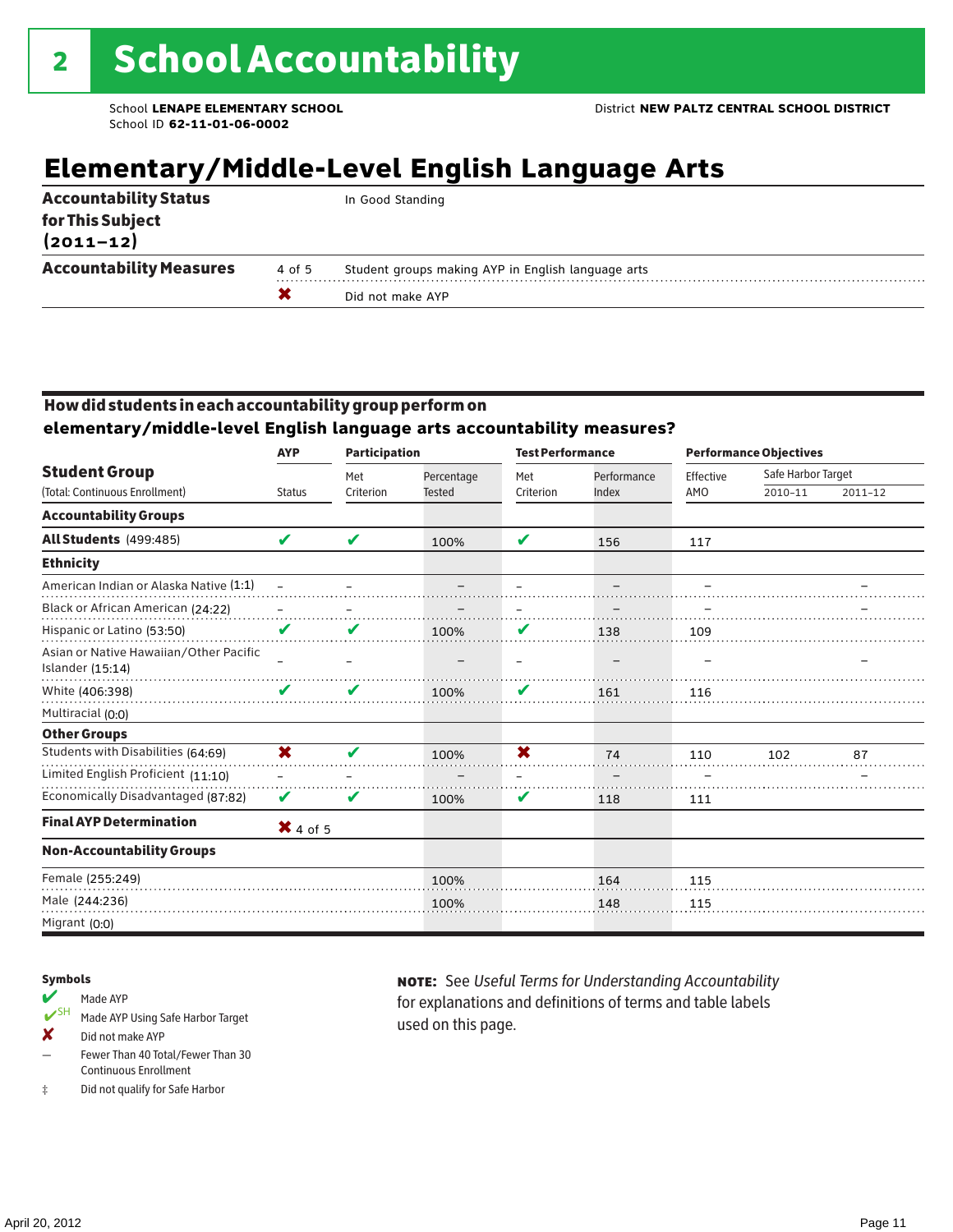# 2 School Accountability

School **LENAPE ELEMENTARY SCHOOL**
School ID **62-11-01-06-0002**

District **NEW PALTZ CENTRAL SCHOOL DISTRICT**

## Elementary/Middle-Level English Language Arts

| | | |
|---|---|---|
| **Accountability Status for This Subject (2011–12)** | | In Good Standing |
| **Accountability Measures** | 4 of 5 | Student groups making AYP in English language arts |
| | ✖ | Did not make AYP |

### How did students in each accountability group perform on elementary/middle-level English language arts accountability measures?

| Student Group | AYP | Participation | | Test Performance | | Performance Objectives | | |
|---|---|---|---|---|---|---|---|---|
| (Total: Continuous Enrollment) | Status | Met Criterion | Percentage Tested | Met Criterion | Performance Index | Effective AMO | Safe Harbor Target 2010–11 | Safe Harbor Target 2011–12 |
| **Accountability Groups** | | | | | | | | |
| **All Students** (499:485) | ✔ | ✔ | 100% | ✔ | 156 | 117 | | |
| **Ethnicity** | | | | | | | | |
| American Indian or Alaska Native (1:1) | – | – | – | – | – | – | | – |
| Black or African American (24:22) | – | – | – | – | – | – | | – |
| Hispanic or Latino (53:50) | ✔ | ✔ | 100% | ✔ | 138 | 109 | | |
| Asian or Native Hawaiian/Other Pacific Islander (15:14) | – | – | – | – | – | – | | – |
| White (406:398) | ✔ | ✔ | 100% | ✔ | 161 | 116 | | |
| Multiracial (0:0) | | | | | | | | |
| **Other Groups** | | | | | | | | |
| Students with Disabilities (64:69) | ✖ | ✔ | 100% | ✖ | 74 | 110 | 102 | 87 |
| Limited English Proficient (11:10) | – | – | – | – | – | – | | – |
| Economically Disadvantaged (87:82) | ✔ | ✔ | 100% | ✔ | 118 | 111 | | |
| **Final AYP Determination** | ✖ 4 of 5 | | | | | | | |
| **Non-Accountability Groups** | | | | | | | | |
| Female (255:249) | | | 100% | | 164 | 115 | | |
| Male (244:236) | | | 100% | | 148 | 115 | | |
| Migrant (0:0) | | | | | | | | |

**Symbols**

- ✔ Made AYP
- ✔SH Made AYP Using Safe Harbor Target
- ✖ Did not make AYP
- – Fewer Than 40 Total/Fewer Than 30 Continuous Enrollment
- ‡ Did not qualify for Safe Harbor

**NOTE:** See *Useful Terms for Understanding Accountability* for explanations and definitions of terms and table labels used on this page.

April 20, 2012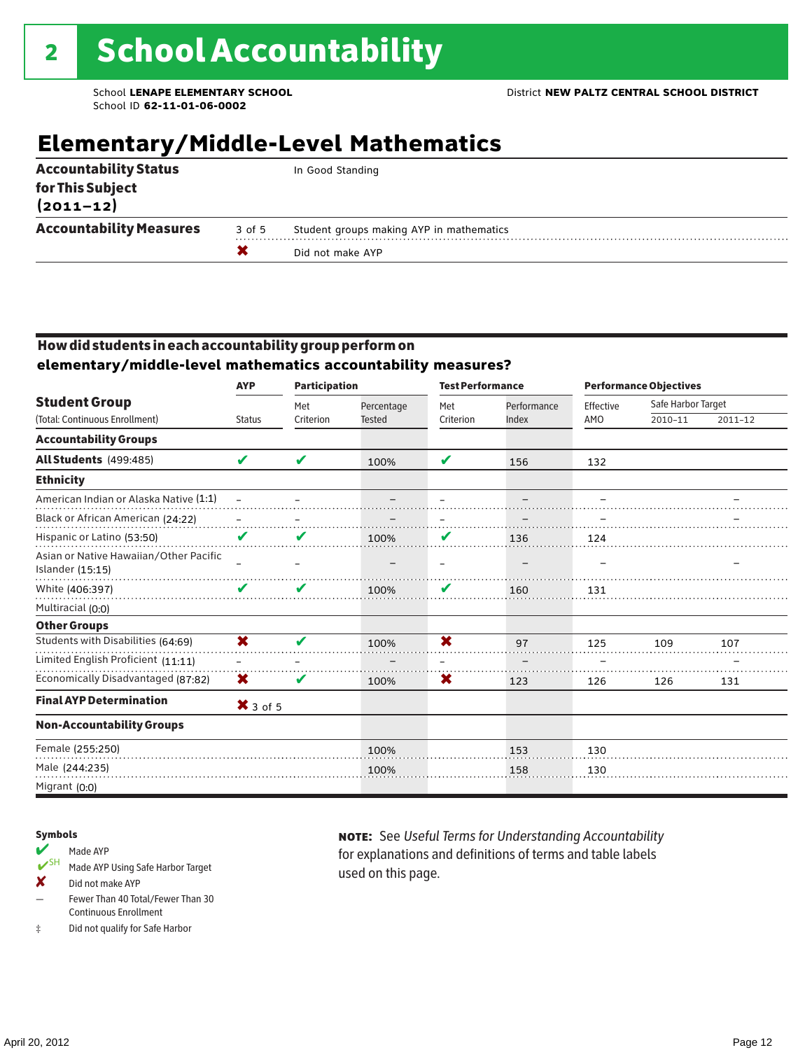# 2 School Accountability

School **LENAPE ELEMENTARY SCHOOL**
School ID **62-11-01-06-0002**

District **NEW PALTZ CENTRAL SCHOOL DISTRICT**

## Elementary/Middle-Level Mathematics

| | | |
|---|---|---|
| **Accountability Status for This Subject (2011–12)** | | In Good Standing |
| **Accountability Measures** | 3 of 5 | Student groups making AYP in mathematics |
| | ✖ | Did not make AYP |

### How did students in each accountability group perform on elementary/middle-level mathematics accountability measures?

| Student Group (Total: Continuous Enrollment) | AYP Status | Participation: Met Criterion | Participation: Percentage Tested | Test Performance: Met Criterion | Test Performance: Performance Index | Performance Objectives: Effective AMO | Safe Harbor Target 2010–11 | Safe Harbor Target 2011–12 |
|---|---|---|---|---|---|---|---|---|
| **Accountability Groups** | | | | | | | | |
| **All Students** (499:485) | ✔ | ✔ | 100% | ✔ | 156 | 132 | | |
| **Ethnicity** | | | | | | | | |
| American Indian or Alaska Native (1:1) | – | – | – | – | – | – | | – |
| Black or African American (24:22) | – | – | – | – | – | – | | – |
| Hispanic or Latino (53:50) | ✔ | ✔ | 100% | ✔ | 136 | 124 | | |
| Asian or Native Hawaiian/Other Pacific Islander (15:15) | – | – | – | – | – | – | | – |
| White (406:397) | ✔ | ✔ | 100% | ✔ | 160 | 131 | | |
| Multiracial (0:0) | | | | | | | | |
| **Other Groups** | | | | | | | | |
| Students with Disabilities (64:69) | ✖ | ✔ | 100% | ✖ | 97 | 125 | 109 | 107 |
| Limited English Proficient (11:11) | – | – | – | – | – | – | | – |
| Economically Disadvantaged (87:82) | ✖ | ✔ | 100% | ✖ | 123 | 126 | 126 | 131 |
| **Final AYP Determination** | ✖ 3 of 5 | | | | | | | |
| **Non-Accountability Groups** | | | | | | | | |
| Female (255:250) | | | 100% | | 153 | 130 | | |
| Male (244:235) | | | 100% | | 158 | 130 | | |
| Migrant (0:0) | | | | | | | | |

**Symbols**

- ✔ Made AYP
- ✔SH Made AYP Using Safe Harbor Target
- ✖ Did not make AYP
- – Fewer Than 40 Total/Fewer Than 30 Continuous Enrollment
- ‡ Did not qualify for Safe Harbor

**NOTE:** See *Useful Terms for Understanding Accountability* for explanations and definitions of terms and table labels used on this page.

April 20, 2012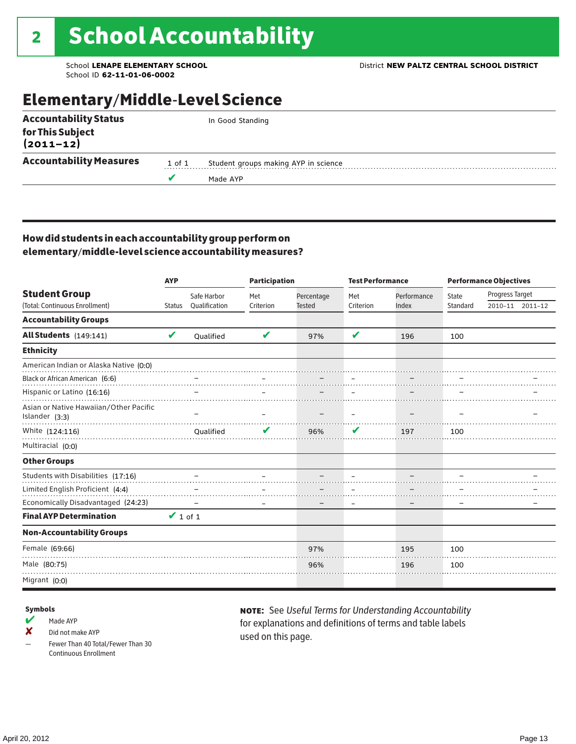# 2 School Accountability

School **LENAPE ELEMENTARY SCHOOL**
School ID **62-11-01-06-0002**

District **NEW PALTZ CENTRAL SCHOOL DISTRICT**

## Elementary/Middle-Level Science

| | | |
|---|---|---|
| **Accountability Status for This Subject (2011–12)** | | In Good Standing |
| **Accountability Measures** | 1 of 1 | Student groups making AYP in science |
| | ✔ | Made AYP |

### How did students in each accountability group perform on elementary/middle-level science accountability measures?

| **Student Group** (Total: Continuous Enrollment) | AYP Status | AYP Safe Harbor Qualification | Participation Met Criterion | Participation Percentage Tested | Test Performance Met Criterion | Test Performance Performance Index | Performance Objectives State Standard | Progress Target 2010–11 | Progress Target 2011–12 |
|---|---|---|---|---|---|---|---|---|---|
| **Accountability Groups** | | | | | | | | | |
| **All Students** (149:141) | ✔ | Qualified | ✔ | 97% | ✔ | 196 | 100 | | |
| **Ethnicity** | | | | | | | | | |
| American Indian or Alaska Native (0:0) | | | | | | | | | |
| Black or African American (6:6) | | – | – | – | – | – | – | | – |
| Hispanic or Latino (16:16) | | – | – | – | – | – | – | | – |
| Asian or Native Hawaiian/Other Pacific Islander (3:3) | | – | – | – | – | – | – | | – |
| White (124:116) | | Qualified | ✔ | 96% | ✔ | 197 | 100 | | |
| Multiracial (0:0) | | | | | | | | | |
| **Other Groups** | | | | | | | | | |
| Students with Disabilities (17:16) | | – | – | – | – | – | – | | – |
| Limited English Proficient (4:4) | | – | – | – | – | – | – | | – |
| Economically Disadvantaged (24:23) | | – | – | – | – | – | – | | – |
| **Final AYP Determination** | ✔ 1 of 1 | | | | | | | | |
| **Non-Accountability Groups** | | | | | | | | | |
| Female (69:66) | | | | 97% | | 195 | 100 | | |
| Male (80:75) | | | | 96% | | 196 | 100 | | |
| Migrant (0:0) | | | | | | | | | |

**Symbols**

- ✔ Made AYP
- ✘ Did not make AYP
- – Fewer Than 40 Total/Fewer Than 30 Continuous Enrollment

**NOTE:** See *Useful Terms for Understanding Accountability* for explanations and definitions of terms and table labels used on this page.

April 20, 2012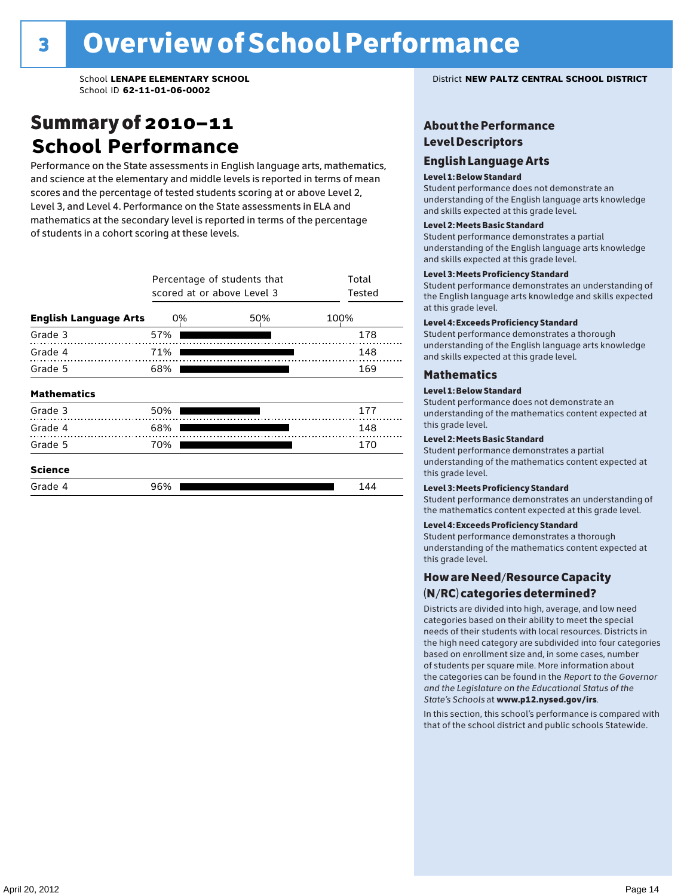# 3 Overview of School Performance

School **LENAPE ELEMENTARY SCHOOL**
School ID **62-11-01-06-0002**

District **NEW PALTZ CENTRAL SCHOOL DISTRICT**

## Summary of 2010–11 School Performance

Performance on the State assessments in English language arts, mathematics, and science at the elementary and middle levels is reported in terms of mean scores and the percentage of tested students scoring at or above Level 2, Level 3, and Level 4. Performance on the State assessments in ELA and mathematics at the secondary level is reported in terms of the percentage of students in a cohort scoring at these levels.

| | Percentage of students that scored at or above Level 3 | Total Tested |
|---|---|---|
| **English Language Arts** | | |
| Grade 3 | 57% | 178 |
| Grade 4 | 71% | 148 |
| Grade 5 | 68% | 169 |
| **Mathematics** | | |
| Grade 3 | 50% | 177 |
| Grade 4 | 68% | 148 |
| Grade 5 | 70% | 170 |
| **Science** | | |
| Grade 4 | 96% | 144 |

## About the Performance Level Descriptors

### English Language Arts

**Level 1: Below Standard**
Student performance does not demonstrate an understanding of the English language arts knowledge and skills expected at this grade level.

**Level 2: Meets Basic Standard**
Student performance demonstrates a partial understanding of the English language arts knowledge and skills expected at this grade level.

**Level 3: Meets Proficiency Standard**
Student performance demonstrates an understanding of the English language arts knowledge and skills expected at this grade level.

**Level 4: Exceeds Proficiency Standard**
Student performance demonstrates a thorough understanding of the English language arts knowledge and skills expected at this grade level.

### Mathematics

**Level 1: Below Standard**
Student performance does not demonstrate an understanding of the mathematics content expected at this grade level.

**Level 2: Meets Basic Standard**
Student performance demonstrates a partial understanding of the mathematics content expected at this grade level.

**Level 3: Meets Proficiency Standard**
Student performance demonstrates an understanding of the mathematics content expected at this grade level.

**Level 4: Exceeds Proficiency Standard**
Student performance demonstrates a thorough understanding of the mathematics content expected at this grade level.

## How are Need/Resource Capacity (N/RC) categories determined?

Districts are divided into high, average, and low need categories based on their ability to meet the special needs of their students with local resources. Districts in the high need category are subdivided into four categories based on enrollment size and, in some cases, number of students per square mile. More information about the categories can be found in the *Report to the Governor and the Legislature on the Educational Status of the State's Schools* at **www.p12.nysed.gov/irs**.

In this section, this school's performance is compared with that of the school district and public schools Statewide.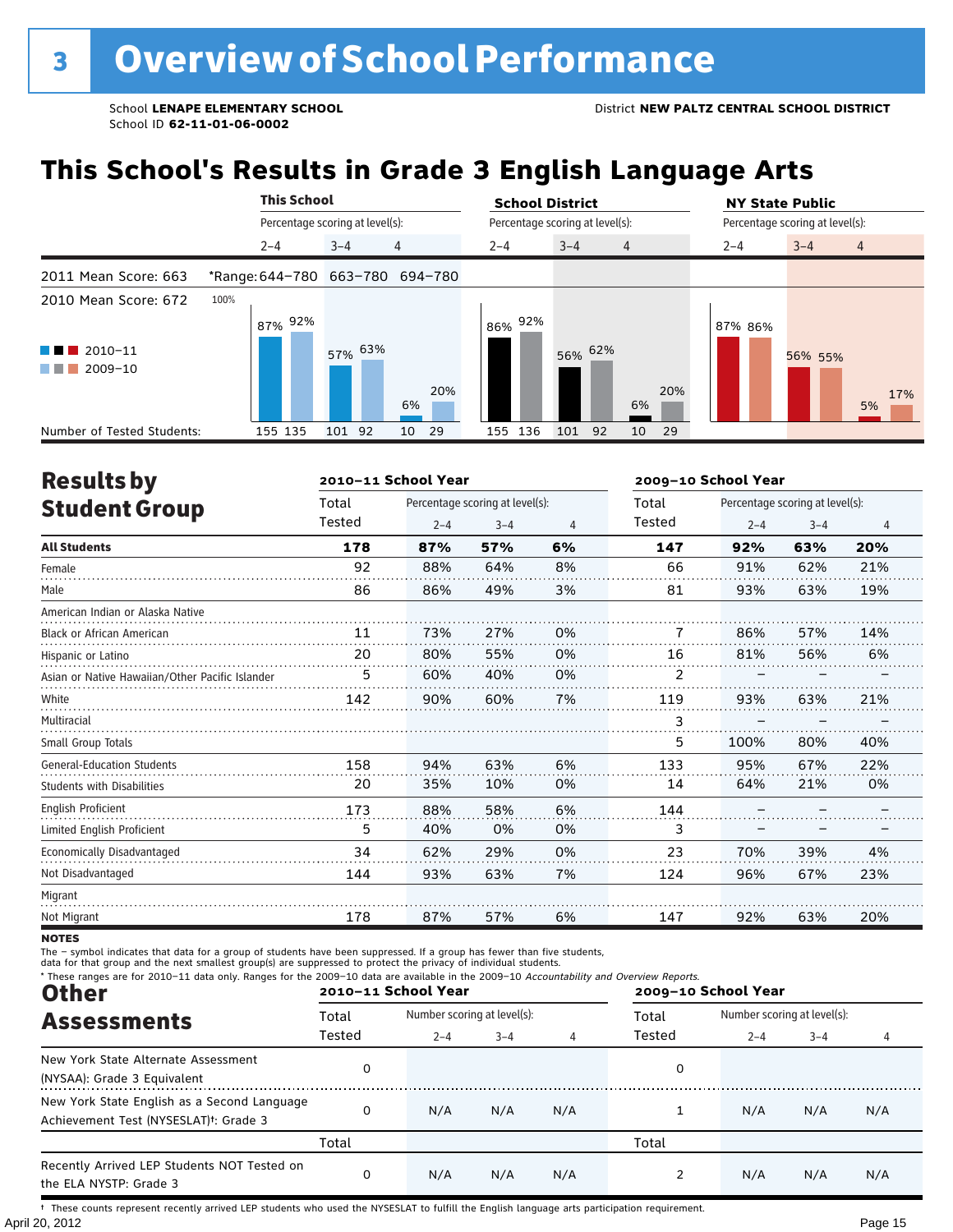# 3 Overview of School Performance

School **LENAPE ELEMENTARY SCHOOL**
School ID **62-11-01-06-0002**

District **NEW PALTZ CENTRAL SCHOOL DISTRICT**

## This School's Results in Grade 3 English Language Arts

| | This School | | | School District | | | NY State Public | | |
|---|---|---|---|---|---|---|---|---|---|
| | Percentage scoring at level(s): | | | Percentage scoring at level(s): | | | Percentage scoring at level(s): | | |
| | 2–4 | 3–4 | 4 | 2–4 | 3–4 | 4 | 2–4 | 3–4 | 4 |
| 2011 Mean Score: 663 | *Range: 644–780 | 663–780 | 694–780 | | | | | | |
| 2010 Mean Score: 672 | | | | | | | | | |
| 2010–11 | 87% | 57% | 6% | 86% | 56% | 6% | 87% | 56% | 5% |
| 2009–10 | 92% | 63% | 20% | 92% | 62% | 20% | 86% | 55% | 17% |
| Number of Tested Students (2010–11) | 155 | 101 | 10 | 155 | 101 | 10 | | | |
| Number of Tested Students (2009–10) | 135 | 92 | 29 | 136 | 92 | 29 | | | |

## Results by Student Group

| | 2010–11 School Year | | | | 2009–10 School Year | | | |
|---|---|---|---|---|---|---|---|---|
| | Total Tested | Percentage scoring at level(s): | | | Total Tested | Percentage scoring at level(s): | | |
| | | 2–4 | 3–4 | 4 | | 2–4 | 3–4 | 4 |
| **All Students** | **178** | **87%** | **57%** | **6%** | **147** | **92%** | **63%** | **20%** |
| Female | 92 | 88% | 64% | 8% | 66 | 91% | 62% | 21% |
| Male | 86 | 86% | 49% | 3% | 81 | 93% | 63% | 19% |
| American Indian or Alaska Native | | | | | | | | |
| Black or African American | 11 | 73% | 27% | 0% | 7 | 86% | 57% | 14% |
| Hispanic or Latino | 20 | 80% | 55% | 0% | 16 | 81% | 56% | 6% |
| Asian or Native Hawaiian/Other Pacific Islander | 5 | 60% | 40% | 0% | 2 | – | – | – |
| White | 142 | 90% | 60% | 7% | 119 | 93% | 63% | 21% |
| Multiracial | | | | | 3 | – | – | – |
| Small Group Totals | | | | | 5 | 100% | 80% | 40% |
| General-Education Students | 158 | 94% | 63% | 6% | 133 | 95% | 67% | 22% |
| Students with Disabilities | 20 | 35% | 10% | 0% | 14 | 64% | 21% | 0% |
| English Proficient | 173 | 88% | 58% | 6% | 144 | – | – | – |
| Limited English Proficient | 5 | 40% | 0% | 0% | 3 | – | – | – |
| Economically Disadvantaged | 34 | 62% | 29% | 0% | 23 | 70% | 39% | 4% |
| Not Disadvantaged | 144 | 93% | 63% | 7% | 124 | 96% | 67% | 23% |
| Migrant | | | | | | | | |
| Not Migrant | 178 | 87% | 57% | 6% | 147 | 92% | 63% | 20% |

**NOTES**

The – symbol indicates that data for a group of students have been suppressed. If a group has fewer than five students, data for that group and the next smallest group(s) are suppressed to protect the privacy of individual students.

\* These ranges are for 2010–11 data only. Ranges for the 2009–10 data are available in the 2009–10 *Accountability and Overview Reports.*

## Other Assessments

| | 2010–11 School Year | | | | 2009–10 School Year | | | |
|---|---|---|---|---|---|---|---|---|
| | Total Tested | Number scoring at level(s): | | | Total Tested | Number scoring at level(s): | | |
| | | 2–4 | 3–4 | 4 | | 2–4 | 3–4 | 4 |
| New York State Alternate Assessment (NYSAA): Grade 3 Equivalent | 0 | | | | 0 | | | |
| New York State English as a Second Language Achievement Test (NYSESLAT)†: Grade 3 | 0 | N/A | N/A | N/A | 1 | N/A | N/A | N/A |
| | Total | | | | Total | | | |
| Recently Arrived LEP Students NOT Tested on the ELA NYSTP: Grade 3 | 0 | N/A | N/A | N/A | 2 | N/A | N/A | N/A |

† These counts represent recently arrived LEP students who used the NYSESLAT to fulfill the English language arts participation requirement.

April 20, 2012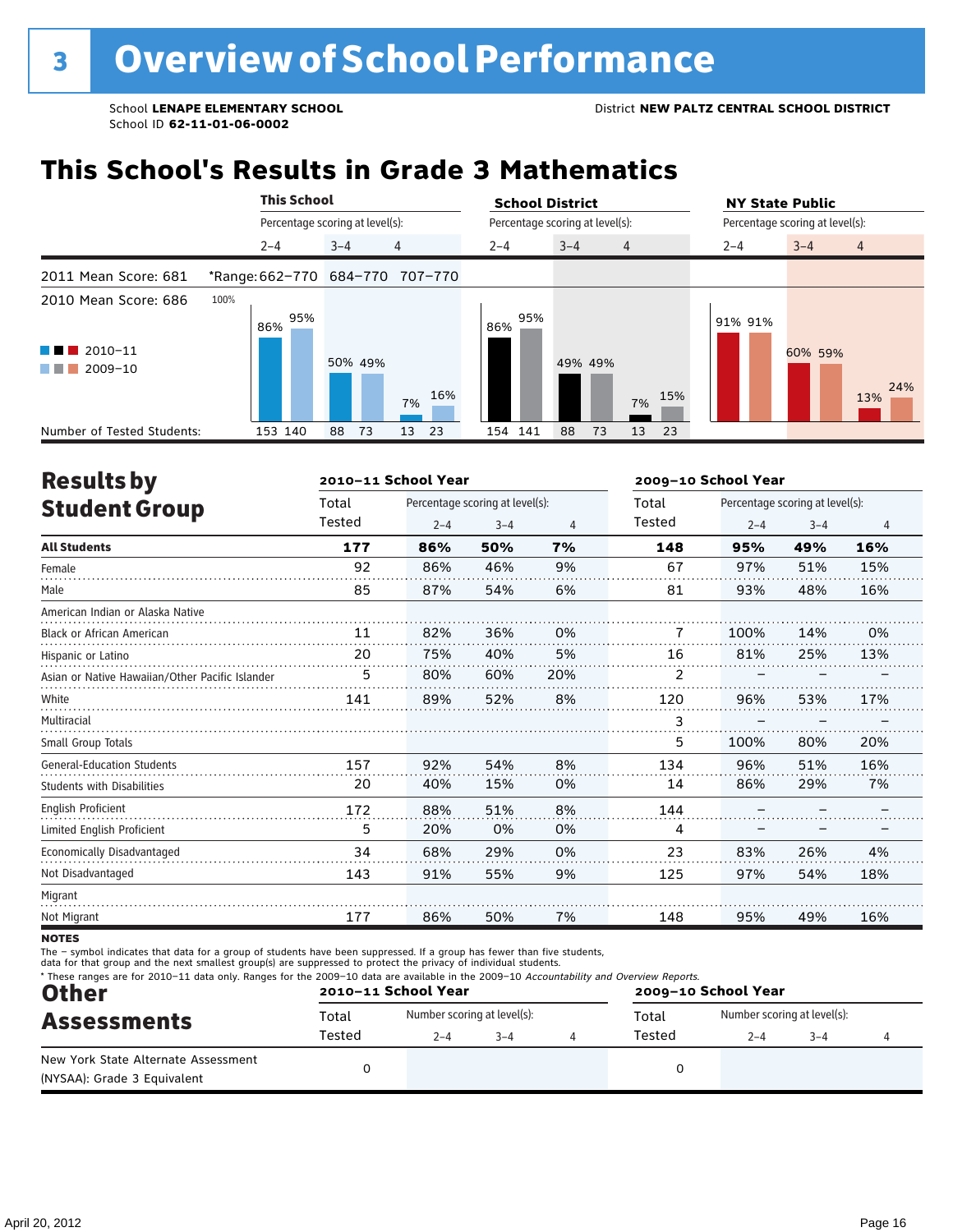# 3 Overview of School Performance

School **LENAPE ELEMENTARY SCHOOL**
School ID **62-11-01-06-0002**

District **NEW PALTZ CENTRAL SCHOOL DISTRICT**

## This School's Results in Grade 3 Mathematics

| | This School 2–4 | This School 3–4 | This School 4 | School District 2–4 | School District 3–4 | School District 4 | NY State Public 2–4 | NY State Public 3–4 | NY State Public 4 |
|---|---|---|---|---|---|---|---|---|---|
| 2011 Mean Score: 681 | *Range: 662–770 | 684–770 | 707–770 | | | | | | |
| 2010 Mean Score: 686 | | | | | | | | | |
| 2010–11 | 86% | 50% | 7% | 86% | 49% | 7% | 91% | 60% | 13% |
| 2009–10 | 95% | 49% | 16% | 95% | 49% | 15% | 91% | 59% | 24% |
| Number of Tested Students: | 153 140 | 88 73 | 13 23 | 154 141 | 88 73 | 13 23 | | | |

## Results by Student Group

| | 2010–11 Total Tested | 2010–11 % 2–4 | 2010–11 % 3–4 | 2010–11 % 4 | 2009–10 Total Tested | 2009–10 % 2–4 | 2009–10 % 3–4 | 2009–10 % 4 |
|---|---|---|---|---|---|---|---|---|
| **All Students** | **177** | **86%** | **50%** | **7%** | **148** | **95%** | **49%** | **16%** |
| Female | 92 | 86% | 46% | 9% | 67 | 97% | 51% | 15% |
| Male | 85 | 87% | 54% | 6% | 81 | 93% | 48% | 16% |
| American Indian or Alaska Native | | | | | | | | |
| Black or African American | 11 | 82% | 36% | 0% | 7 | 100% | 14% | 0% |
| Hispanic or Latino | 20 | 75% | 40% | 5% | 16 | 81% | 25% | 13% |
| Asian or Native Hawaiian/Other Pacific Islander | 5 | 80% | 60% | 20% | 2 | – | – | – |
| White | 141 | 89% | 52% | 8% | 120 | 96% | 53% | 17% |
| Multiracial | | | | | 3 | – | – | – |
| Small Group Totals | | | | | 5 | 100% | 80% | 20% |
| General-Education Students | 157 | 92% | 54% | 8% | 134 | 96% | 51% | 16% |
| Students with Disabilities | 20 | 40% | 15% | 0% | 14 | 86% | 29% | 7% |
| English Proficient | 172 | 88% | 51% | 8% | 144 | – | – | – |
| Limited English Proficient | 5 | 20% | 0% | 0% | 4 | – | – | – |
| Economically Disadvantaged | 34 | 68% | 29% | 0% | 23 | 83% | 26% | 4% |
| Not Disadvantaged | 143 | 91% | 55% | 9% | 125 | 97% | 54% | 18% |
| Migrant | | | | | | | | |
| Not Migrant | 177 | 86% | 50% | 7% | 148 | 95% | 49% | 16% |

**NOTES**

The – symbol indicates that data for a group of students have been suppressed. If a group has fewer than five students, data for that group and the next smallest group(s) are suppressed to protect the privacy of individual students.

* These ranges are for 2010–11 data only. Ranges for the 2009–10 data are available in the 2009–10 *Accountability and Overview Reports*.

## Other Assessments

| | 2010–11 Total Tested | 2010–11 Number 2–4 | 2010–11 Number 3–4 | 2010–11 Number 4 | 2009–10 Total Tested | 2009–10 Number 2–4 | 2009–10 Number 3–4 | 2009–10 Number 4 |
|---|---|---|---|---|---|---|---|---|
| New York State Alternate Assessment (NYSAA): Grade 3 Equivalent | 0 | | | | 0 | | | |

April 20, 2012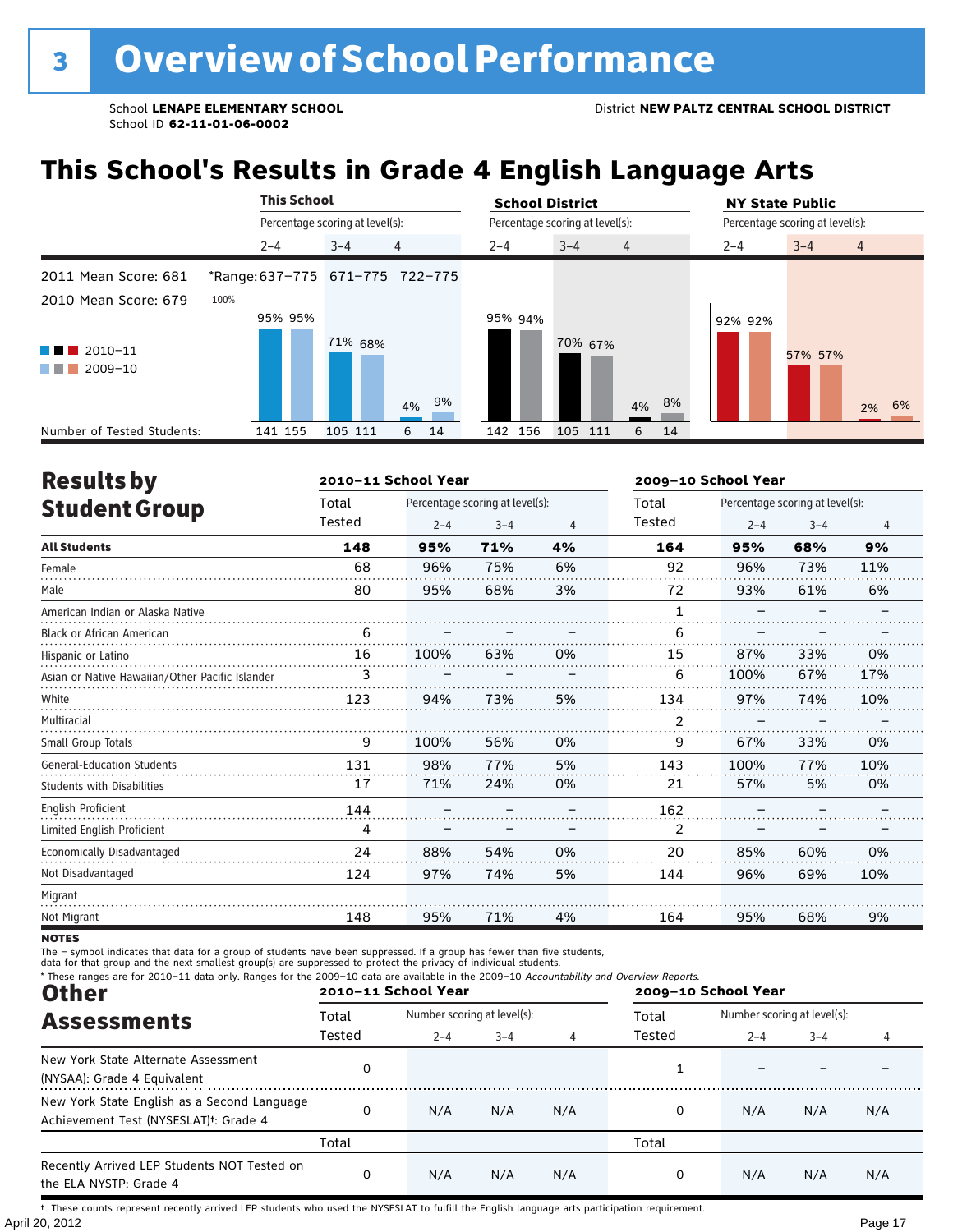# 3 Overview of School Performance

School **LENAPE ELEMENTARY SCHOOL**
School ID **62-11-01-06-0002**

District **NEW PALTZ CENTRAL SCHOOL DISTRICT**

## This School's Results in Grade 4 English Language Arts

| | This School | | | School District | | | NY State Public | | |
|---|---|---|---|---|---|---|---|---|---|
| | Percentage scoring at level(s): | | | Percentage scoring at level(s): | | | Percentage scoring at level(s): | | |
| | 2–4 | 3–4 | 4 | 2–4 | 3–4 | 4 | 2–4 | 3–4 | 4 |
| 2011 Mean Score: 681 | *Range: 637–775 | 671–775 | 722–775 | | | | | | |
| 2010 Mean Score: 679 | | | | | | | | | |
| 2010–11 | 95% | 71% | 4% | 95% | 70% | 4% | 92% | 57% | 2% |
| 2009–10 | 95% | 68% | 9% | 94% | 67% | 8% | 92% | 57% | 6% |
| Number of Tested Students: 2010–11 | 141 | 105 | 6 | 142 | 105 | 6 | | | |
| Number of Tested Students: 2009–10 | 155 | 111 | 14 | 156 | 111 | 14 | | | |

## Results by Student Group

| | 2010–11 School Year | | | | 2009–10 School Year | | | |
|---|---|---|---|---|---|---|---|---|
| | Total Tested | Percentage scoring at level(s): 2–4 | 3–4 | 4 | Total Tested | Percentage scoring at level(s): 2–4 | 3–4 | 4 |
| **All Students** | **148** | **95%** | **71%** | **4%** | **164** | **95%** | **68%** | **9%** |
| Female | 68 | 96% | 75% | 6% | 92 | 96% | 73% | 11% |
| Male | 80 | 95% | 68% | 3% | 72 | 93% | 61% | 6% |
| American Indian or Alaska Native | | | | | 1 | – | – | – |
| Black or African American | 6 | – | – | – | 6 | – | – | – |
| Hispanic or Latino | 16 | 100% | 63% | 0% | 15 | 87% | 33% | 0% |
| Asian or Native Hawaiian/Other Pacific Islander | 3 | – | – | – | 6 | 100% | 67% | 17% |
| White | 123 | 94% | 73% | 5% | 134 | 97% | 74% | 10% |
| Multiracial | | | | | 2 | – | – | – |
| Small Group Totals | 9 | 100% | 56% | 0% | 9 | 67% | 33% | 0% |
| General-Education Students | 131 | 98% | 77% | 5% | 143 | 100% | 77% | 10% |
| Students with Disabilities | 17 | 71% | 24% | 0% | 21 | 57% | 5% | 0% |
| English Proficient | 144 | – | – | – | 162 | – | – | – |
| Limited English Proficient | 4 | – | – | – | 2 | – | – | – |
| Economically Disadvantaged | 24 | 88% | 54% | 0% | 20 | 85% | 60% | 0% |
| Not Disadvantaged | 124 | 97% | 74% | 5% | 144 | 96% | 69% | 10% |
| Migrant | | | | | | | | |
| Not Migrant | 148 | 95% | 71% | 4% | 164 | 95% | 68% | 9% |

**NOTES**

The – symbol indicates that data for a group of students have been suppressed. If a group has fewer than five students, data for that group and the next smallest group(s) are suppressed to protect the privacy of individual students.

\* These ranges are for 2010–11 data only. Ranges for the 2009–10 data are available in the 2009–10 *Accountability and Overview Reports.*

## Other Assessments

| | 2010–11 School Year | | | | 2009–10 School Year | | | |
|---|---|---|---|---|---|---|---|---|
| | Total Tested | Number scoring at level(s): 2–4 | 3–4 | 4 | Total Tested | Number scoring at level(s): 2–4 | 3–4 | 4 |
| New York State Alternate Assessment (NYSAA): Grade 4 Equivalent | 0 | | | | 1 | – | – | – |
| New York State English as a Second Language Achievement Test (NYSESLAT)†: Grade 4 | 0 | N/A | N/A | N/A | 0 | N/A | N/A | N/A |
| | Total | | | | Total | | | |
| Recently Arrived LEP Students NOT Tested on the ELA NYSTP: Grade 4 | 0 | N/A | N/A | N/A | 0 | N/A | N/A | N/A |

† These counts represent recently arrived LEP students who used the NYSESLAT to fulfill the English language arts participation requirement.

April 20, 2012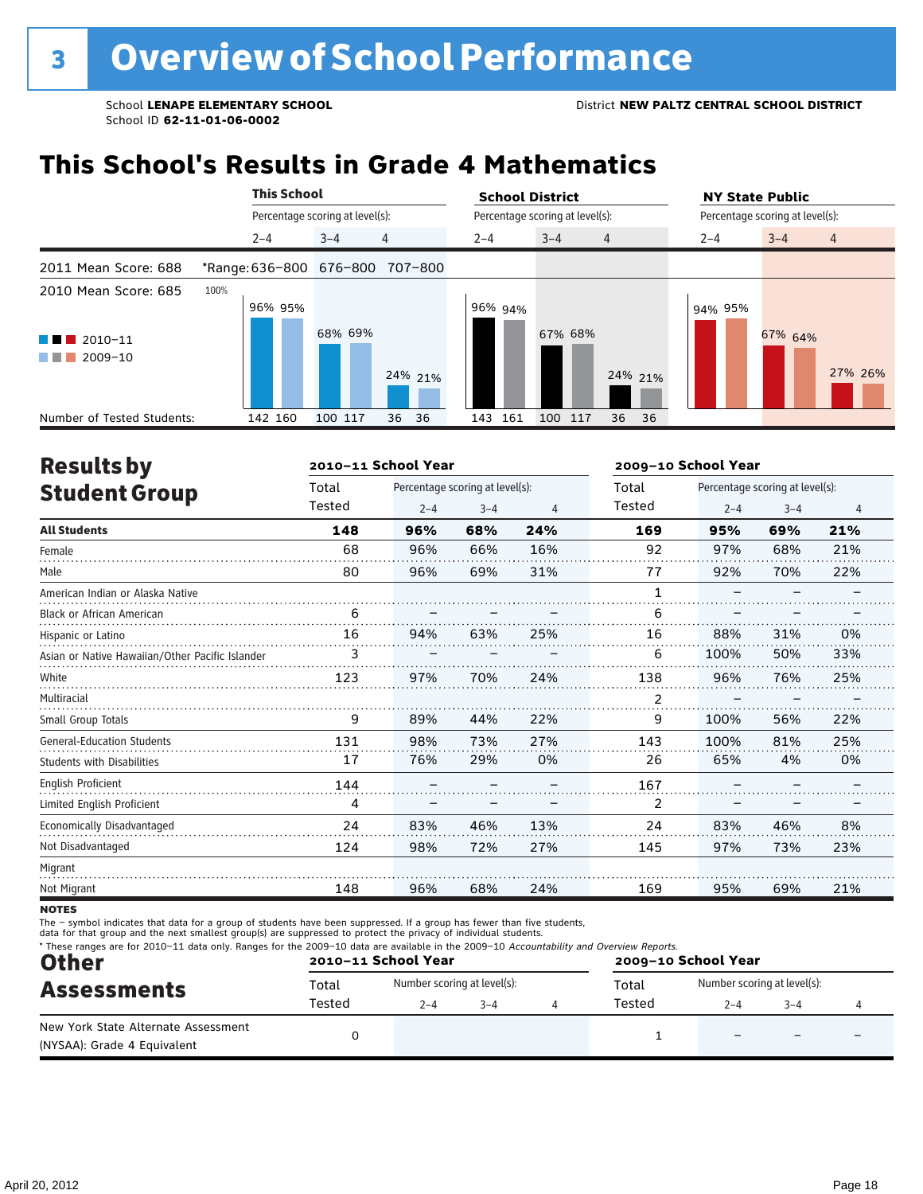# 3 Overview of School Performance

School **LENAPE ELEMENTARY SCHOOL**
School ID **62-11-01-06-0002**

District **NEW PALTZ CENTRAL SCHOOL DISTRICT**

## This School's Results in Grade 4 Mathematics

| | This School | | | School District | | | NY State Public | | |
|---|---|---|---|---|---|---|---|---|---|
| | Percentage scoring at level(s): | | | Percentage scoring at level(s): | | | Percentage scoring at level(s): | | |
| | 2–4 | 3–4 | 4 | 2–4 | 3–4 | 4 | 2–4 | 3–4 | 4 |
| 2011 Mean Score: 688 | *Range: 636–800 | 676–800 | 707–800 | | | | | | |
| 2010 Mean Score: 685 | | | | | | | | | |
| 2010–11 | 96% | 68% | 24% | 96% | 67% | 24% | 94% | 67% | 27% |
| 2009–10 | 95% | 69% | 21% | 94% | 68% | 21% | 95% | 64% | 26% |
| Number of Tested Students (2010–11) | 142 | 100 | 36 | 143 | 100 | 36 | | | |
| Number of Tested Students (2009–10) | 160 | 117 | 36 | 161 | 117 | 36 | | | |

## Results by Student Group

| | 2010–11 School Year | | | | 2009–10 School Year | | | |
|---|---|---|---|---|---|---|---|---|
| | Total Tested | Percentage scoring at level(s): 2–4 | 3–4 | 4 | Total Tested | Percentage scoring at level(s): 2–4 | 3–4 | 4 |
| **All Students** | **148** | **96%** | **68%** | **24%** | **169** | **95%** | **69%** | **21%** |
| Female | 68 | 96% | 66% | 16% | 92 | 97% | 68% | 21% |
| Male | 80 | 96% | 69% | 31% | 77 | 92% | 70% | 22% |
| American Indian or Alaska Native | | | | | 1 | – | – | – |
| Black or African American | 6 | – | – | – | 6 | – | – | – |
| Hispanic or Latino | 16 | 94% | 63% | 25% | 16 | 88% | 31% | 0% |
| Asian or Native Hawaiian/Other Pacific Islander | 3 | – | – | – | 6 | 100% | 50% | 33% |
| White | 123 | 97% | 70% | 24% | 138 | 96% | 76% | 25% |
| Multiracial | | | | | 2 | – | – | – |
| Small Group Totals | 9 | 89% | 44% | 22% | 9 | 100% | 56% | 22% |
| General-Education Students | 131 | 98% | 73% | 27% | 143 | 100% | 81% | 25% |
| Students with Disabilities | 17 | 76% | 29% | 0% | 26 | 65% | 4% | 0% |
| English Proficient | 144 | – | – | – | 167 | – | – | – |
| Limited English Proficient | 4 | – | – | – | 2 | – | – | – |
| Economically Disadvantaged | 24 | 83% | 46% | 13% | 24 | 83% | 46% | 8% |
| Not Disadvantaged | 124 | 98% | 72% | 27% | 145 | 97% | 73% | 23% |
| Migrant | | | | | | | | |
| Not Migrant | 148 | 96% | 68% | 24% | 169 | 95% | 69% | 21% |

**NOTES**

The – symbol indicates that data for a group of students have been suppressed. If a group has fewer than five students, data for that group and the next smallest group(s) are suppressed to protect the privacy of individual students.

* These ranges are for 2010–11 data only. Ranges for the 2009–10 data are available in the 2009–10 *Accountability and Overview Reports*.

## Other Assessments

| | 2010–11 School Year | | | | 2009–10 School Year | | | |
|---|---|---|---|---|---|---|---|---|
| | Total Tested | Number scoring at level(s): 2–4 | 3–4 | 4 | Total Tested | Number scoring at level(s): 2–4 | 3–4 | 4 |
| New York State Alternate Assessment (NYSAA): Grade 4 Equivalent | 0 | | | | 1 | – | – | – |

April 20, 2012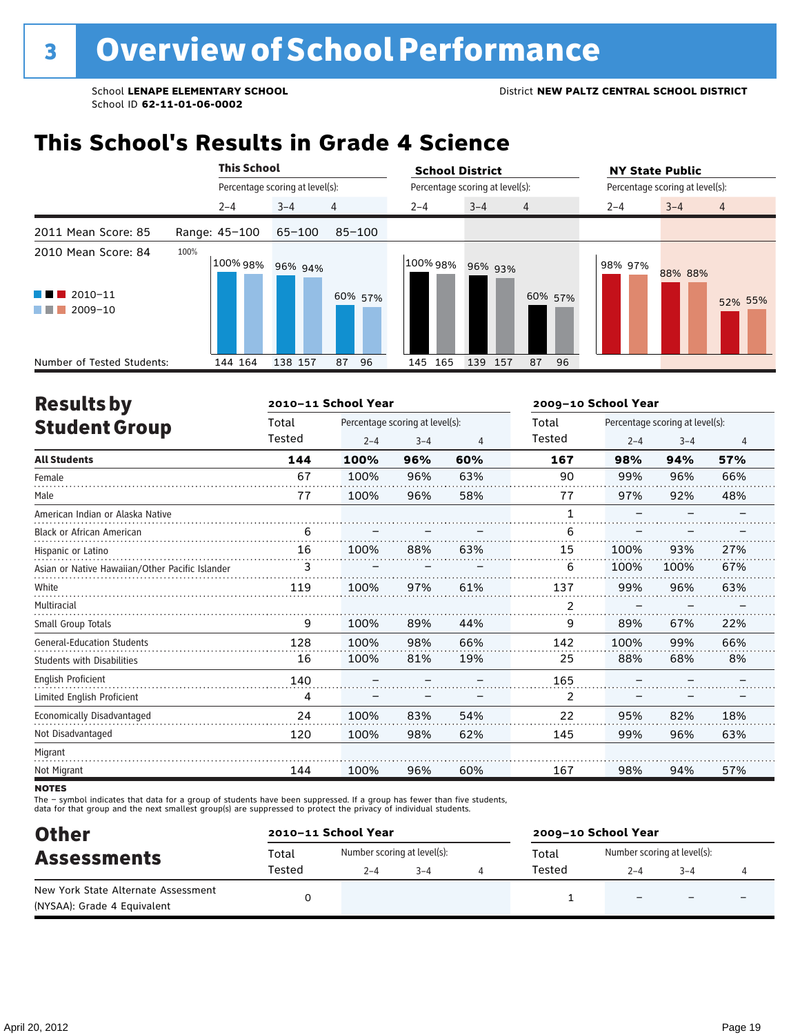# 3 Overview of School Performance

School **LENAPE ELEMENTARY SCHOOL**
School ID **62-11-01-06-0002**

District **NEW PALTZ CENTRAL SCHOOL DISTRICT**

## This School's Results in Grade 4 Science

| | This School | | | School District | | | NY State Public | | |
|---|---|---|---|---|---|---|---|---|---|
| | Percentage scoring at level(s): | | | Percentage scoring at level(s): | | | Percentage scoring at level(s): | | |
| | 2–4 | 3–4 | 4 | 2–4 | 3–4 | 4 | 2–4 | 3–4 | 4 |
| 2011 Mean Score: 85 — Range: | 45–100 | 65–100 | 85–100 | | | | | | |
| 2010 Mean Score: 84 | | | | | | | | | |
| 2010–11 | 100% | 96% | 60% | 100% | 96% | 60% | 98% | 88% | 52% |
| 2009–10 | 98% | 94% | 57% | 98% | 93% | 57% | 97% | 88% | 55% |
| Number of Tested Students: 2010–11 | 144 | 138 | 87 | 145 | 139 | 87 | | | |
| Number of Tested Students: 2009–10 | 164 | 157 | 96 | 165 | 157 | 96 | | | |

## Results by Student Group

| | 2010–11 School Year | | | | 2009–10 School Year | | | |
|---|---|---|---|---|---|---|---|---|
| | Total Tested | Percentage scoring at level(s): 2–4 | 3–4 | 4 | Total Tested | Percentage scoring at level(s): 2–4 | 3–4 | 4 |
| **All Students** | **144** | **100%** | **96%** | **60%** | **167** | **98%** | **94%** | **57%** |
| Female | 67 | 100% | 96% | 63% | 90 | 99% | 96% | 66% |
| Male | 77 | 100% | 96% | 58% | 77 | 97% | 92% | 48% |
| American Indian or Alaska Native | | | | | 1 | – | – | – |
| Black or African American | 6 | – | – | – | 6 | – | – | – |
| Hispanic or Latino | 16 | 100% | 88% | 63% | 15 | 100% | 93% | 27% |
| Asian or Native Hawaiian/Other Pacific Islander | 3 | – | – | – | 6 | 100% | 100% | 67% |
| White | 119 | 100% | 97% | 61% | 137 | 99% | 96% | 63% |
| Multiracial | | | | | 2 | – | – | – |
| Small Group Totals | 9 | 100% | 89% | 44% | 9 | 89% | 67% | 22% |
| General-Education Students | 128 | 100% | 98% | 66% | 142 | 100% | 99% | 66% |
| Students with Disabilities | 16 | 100% | 81% | 19% | 25 | 88% | 68% | 8% |
| English Proficient | 140 | – | – | – | 165 | – | – | – |
| Limited English Proficient | 4 | – | – | – | 2 | – | – | – |
| Economically Disadvantaged | 24 | 100% | 83% | 54% | 22 | 95% | 82% | 18% |
| Not Disadvantaged | 120 | 100% | 98% | 62% | 145 | 99% | 96% | 63% |
| Migrant | | | | | | | | |
| Not Migrant | 144 | 100% | 96% | 60% | 167 | 98% | 94% | 57% |

**NOTES**
The – symbol indicates that data for a group of students have been suppressed. If a group has fewer than five students, data for that group and the next smallest group(s) are suppressed to protect the privacy of individual students.

## Other Assessments

| | 2010–11 School Year | | | | 2009–10 School Year | | | |
|---|---|---|---|---|---|---|---|---|
| | Total Tested | Number scoring at level(s): 2–4 | 3–4 | 4 | Total Tested | Number scoring at level(s): 2–4 | 3–4 | 4 |
| New York State Alternate Assessment (NYSAA): Grade 4 Equivalent | 0 | | | | 1 | – | – | – |

April 20, 2012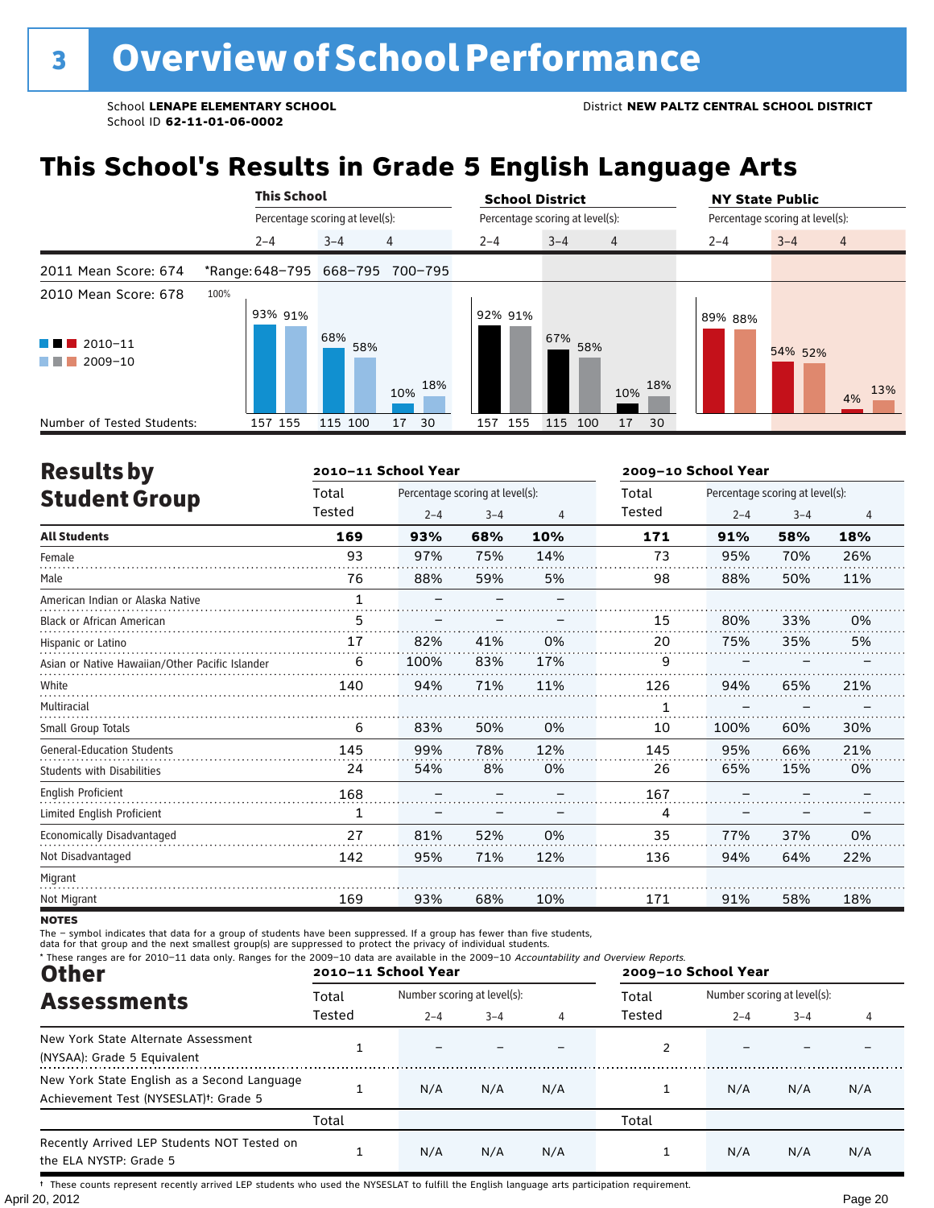# 3 Overview of School Performance

School **LENAPE ELEMENTARY SCHOOL** District **NEW PALTZ CENTRAL SCHOOL DISTRICT**
School ID **62-11-01-06-0002**

## This School's Results in Grade 5 English Language Arts

| | This School | | | School District | | | NY State Public | | |
|---|---|---|---|---|---|---|---|---|---|
| | Percentage scoring at level(s): | | | Percentage scoring at level(s): | | | Percentage scoring at level(s): | | |
| | 2–4 | 3–4 | 4 | 2–4 | 3–4 | 4 | 2–4 | 3–4 | 4 |
| 2011 Mean Score: 674 | *Range: 648–795 | 668–795 | 700–795 | | | | | | |
| 2010 Mean Score: 678 | | | | | | | | | |
| 2010–11 | 93% | 68% | 10% | 92% | 67% | 10% | 89% | 54% | 4% |
| 2009–10 | 91% | 58% | 18% | 91% | 58% | 18% | 88% | 52% | 13% |
| Number of Tested Students: 2010–11 | 157 | 115 | 17 | 157 | 115 | 17 | | | |
| Number of Tested Students: 2009–10 | 155 | 100 | 30 | 155 | 100 | 30 | | | |

## Results by Student Group

| | 2010–11 School Year | | | | 2009–10 School Year | | | |
|---|---|---|---|---|---|---|---|---|
| | Total Tested | Percentage scoring at level(s): 2–4 | 3–4 | 4 | Total Tested | Percentage scoring at level(s): 2–4 | 3–4 | 4 |
| **All Students** | **169** | **93%** | **68%** | **10%** | **171** | **91%** | **58%** | **18%** |
| Female | 93 | 97% | 75% | 14% | 73 | 95% | 70% | 26% |
| Male | 76 | 88% | 59% | 5% | 98 | 88% | 50% | 11% |
| American Indian or Alaska Native | 1 | – | – | – | | | | |
| Black or African American | 5 | – | – | – | 15 | 80% | 33% | 0% |
| Hispanic or Latino | 17 | 82% | 41% | 0% | 20 | 75% | 35% | 5% |
| Asian or Native Hawaiian/Other Pacific Islander | 6 | 100% | 83% | 17% | 9 | – | – | – |
| White | 140 | 94% | 71% | 11% | 126 | 94% | 65% | 21% |
| Multiracial | | | | | 1 | – | – | – |
| Small Group Totals | 6 | 83% | 50% | 0% | 10 | 100% | 60% | 30% |
| General-Education Students | 145 | 99% | 78% | 12% | 145 | 95% | 66% | 21% |
| Students with Disabilities | 24 | 54% | 8% | 0% | 26 | 65% | 15% | 0% |
| English Proficient | 168 | – | – | – | 167 | – | – | – |
| Limited English Proficient | 1 | – | – | – | 4 | – | – | – |
| Economically Disadvantaged | 27 | 81% | 52% | 0% | 35 | 77% | 37% | 0% |
| Not Disadvantaged | 142 | 95% | 71% | 12% | 136 | 94% | 64% | 22% |
| Migrant | | | | | | | | |
| Not Migrant | 169 | 93% | 68% | 10% | 171 | 91% | 58% | 18% |

**NOTES**
The – symbol indicates that data for a group of students have been suppressed. If a group has fewer than five students, data for that group and the next smallest group(s) are suppressed to protect the privacy of individual students.
* These ranges are for 2010–11 data only. Ranges for the 2009–10 data are available in the 2009–10 *Accountability and Overview Reports*.

## Other Assessments

| | 2010–11 School Year | | | | 2009–10 School Year | | | |
|---|---|---|---|---|---|---|---|---|
| | Total Tested | Number scoring at level(s): 2–4 | 3–4 | 4 | Total Tested | Number scoring at level(s): 2–4 | 3–4 | 4 |
| New York State Alternate Assessment (NYSAA): Grade 5 Equivalent | 1 | – | – | – | 2 | – | – | – |
| New York State English as a Second Language Achievement Test (NYSESLAT)†: Grade 5 | 1 | N/A | N/A | N/A | 1 | N/A | N/A | N/A |
| | Total | | | | Total | | | |
| Recently Arrived LEP Students NOT Tested on the ELA NYSTP: Grade 5 | 1 | N/A | N/A | N/A | 1 | N/A | N/A | N/A |

† These counts represent recently arrived LEP students who used the NYSESLAT to fulfill the English language arts participation requirement.

April 20, 2012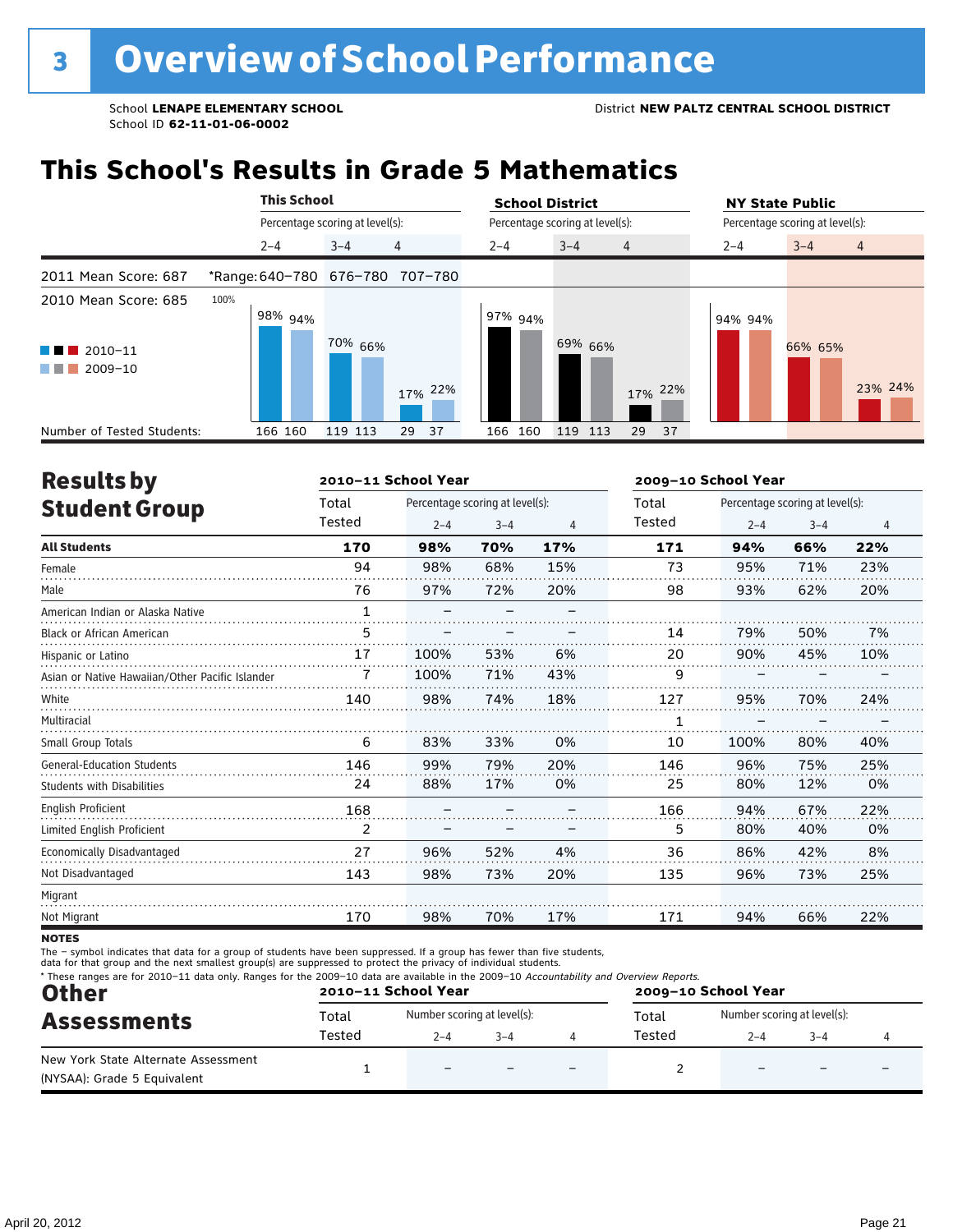# 3 Overview of School Performance

School **LENAPE ELEMENTARY SCHOOL**
School ID **62-11-01-06-0002**

District **NEW PALTZ CENTRAL SCHOOL DISTRICT**

## This School's Results in Grade 5 Mathematics

| | This School | | | School District | | | NY State Public | | |
|---|---|---|---|---|---|---|---|---|---|
| | Percentage scoring at level(s): | | | Percentage scoring at level(s): | | | Percentage scoring at level(s): | | |
| | 2–4 | 3–4 | 4 | 2–4 | 3–4 | 4 | 2–4 | 3–4 | 4 |
| 2011 Mean Score: 687 *Range: | 640–780 | 676–780 | 707–780 | | | | | | |
| 2010 Mean Score: 685 | | | | | | | | | |
| 2010–11 | 98% | 70% | 17% | 97% | 69% | 17% | 94% | 66% | 23% |
| 2009–10 | 94% | 66% | 22% | 94% | 66% | 22% | 94% | 65% | 24% |
| Number of Tested Students: 2010–11 | 166 | 119 | 29 | 166 | 119 | 29 | | | |
| Number of Tested Students: 2009–10 | 160 | 113 | 37 | 160 | 113 | 37 | | | |

## Results by Student Group

| | 2010–11 School Year | | | | 2009–10 School Year | | | |
|---|---|---|---|---|---|---|---|---|
| | Total Tested | Percentage scoring at level(s): 2–4 | 3–4 | 4 | Total Tested | Percentage scoring at level(s): 2–4 | 3–4 | 4 |
| **All Students** | **170** | **98%** | **70%** | **17%** | **171** | **94%** | **66%** | **22%** |
| Female | 94 | 98% | 68% | 15% | 73 | 95% | 71% | 23% |
| Male | 76 | 97% | 72% | 20% | 98 | 93% | 62% | 20% |
| American Indian or Alaska Native | 1 | – | – | – | | | | |
| Black or African American | 5 | – | – | – | 14 | 79% | 50% | 7% |
| Hispanic or Latino | 17 | 100% | 53% | 6% | 20 | 90% | 45% | 10% |
| Asian or Native Hawaiian/Other Pacific Islander | 7 | 100% | 71% | 43% | 9 | – | – | – |
| White | 140 | 98% | 74% | 18% | 127 | 95% | 70% | 24% |
| Multiracial | | | | | 1 | – | – | – |
| Small Group Totals | 6 | 83% | 33% | 0% | 10 | 100% | 80% | 40% |
| General-Education Students | 146 | 99% | 79% | 20% | 146 | 96% | 75% | 25% |
| Students with Disabilities | 24 | 88% | 17% | 0% | 25 | 80% | 12% | 0% |
| English Proficient | 168 | – | – | – | 166 | 94% | 67% | 22% |
| Limited English Proficient | 2 | – | – | – | 5 | 80% | 40% | 0% |
| Economically Disadvantaged | 27 | 96% | 52% | 4% | 36 | 86% | 42% | 8% |
| Not Disadvantaged | 143 | 98% | 73% | 20% | 135 | 96% | 73% | 25% |
| Migrant | | | | | | | | |
| Not Migrant | 170 | 98% | 70% | 17% | 171 | 94% | 66% | 22% |

**NOTES**

The – symbol indicates that data for a group of students have been suppressed. If a group has fewer than five students, data for that group and the next smallest group(s) are suppressed to protect the privacy of individual students.

\* These ranges are for 2010–11 data only. Ranges for the 2009–10 data are available in the 2009–10 *Accountability and Overview Reports.*

## Other Assessments

| | 2010–11 School Year | | | | 2009–10 School Year | | | |
|---|---|---|---|---|---|---|---|---|
| | Total Tested | Number scoring at level(s): 2–4 | 3–4 | 4 | Total Tested | Number scoring at level(s): 2–4 | 3–4 | 4 |
| New York State Alternate Assessment (NYSAA): Grade 5 Equivalent | 1 | – | – | – | 2 | – | – | – |

April 20, 2012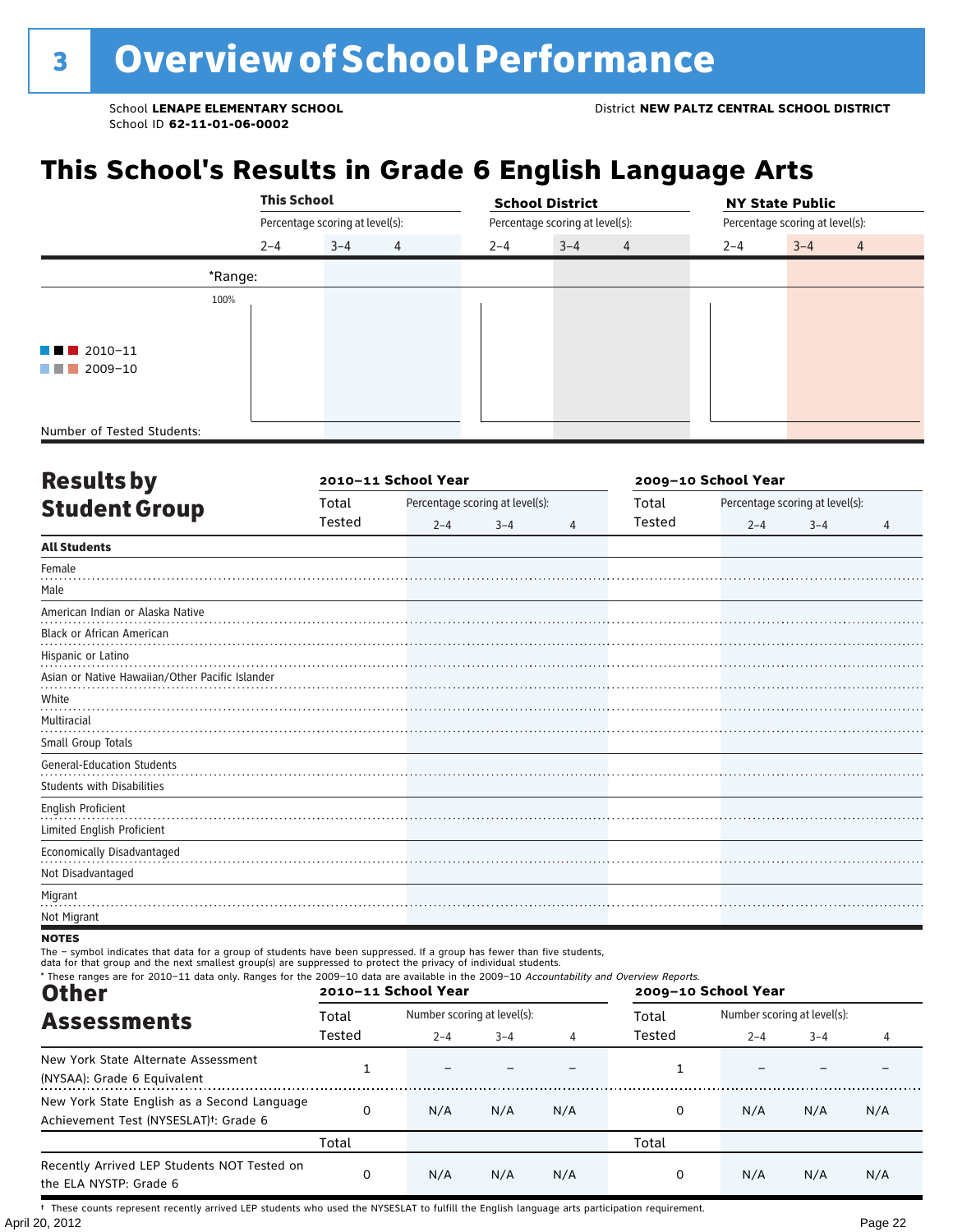# 3 Overview of School Performance

School **LENAPE ELEMENTARY SCHOOL**
School ID **62-11-01-06-0002**

District **NEW PALTZ CENTRAL SCHOOL DISTRICT**

## This School's Results in Grade 6 English Language Arts

| | This School | | | School District | | | NY State Public | | |
|---|---|---|---|---|---|---|---|---|---|
| | Percentage scoring at level(s): | | | Percentage scoring at level(s): | | | Percentage scoring at level(s): | | |
| | 2–4 | 3–4 | 4 | 2–4 | 3–4 | 4 | 2–4 | 3–4 | 4 |
| *Range: | | | | | | | | | |
| Number of Tested Students: | | | | | | | | | |

100%

2010–11
2009–10

## Results by Student Group

| | 2010–11 School Year | | | | 2009–10 School Year | | | |
|---|---|---|---|---|---|---|---|---|
| | Total Tested | Percentage scoring at level(s): 2–4 | 3–4 | 4 | Total Tested | Percentage scoring at level(s): 2–4 | 3–4 | 4 |
| **All Students** | | | | | | | | |
| Female | | | | | | | | |
| Male | | | | | | | | |
| American Indian or Alaska Native | | | | | | | | |
| Black or African American | | | | | | | | |
| Hispanic or Latino | | | | | | | | |
| Asian or Native Hawaiian/Other Pacific Islander | | | | | | | | |
| White | | | | | | | | |
| Multiracial | | | | | | | | |
| Small Group Totals | | | | | | | | |
| General-Education Students | | | | | | | | |
| Students with Disabilities | | | | | | | | |
| English Proficient | | | | | | | | |
| Limited English Proficient | | | | | | | | |
| Economically Disadvantaged | | | | | | | | |
| Not Disadvantaged | | | | | | | | |
| Migrant | | | | | | | | |
| Not Migrant | | | | | | | | |

**NOTES**

The – symbol indicates that data for a group of students have been suppressed. If a group has fewer than five students, data for that group and the next smallest group(s) are suppressed to protect the privacy of individual students.

\* These ranges are for 2010–11 data only. Ranges for the 2009–10 data are available in the 2009–10 *Accountability and Overview Reports.*

## Other Assessments

| | 2010–11 School Year | | | | 2009–10 School Year | | | |
|---|---|---|---|---|---|---|---|---|
| | Total Tested | Number scoring at level(s): 2–4 | 3–4 | 4 | Total Tested | Number scoring at level(s): 2–4 | 3–4 | 4 |
| New York State Alternate Assessment (NYSAA): Grade 6 Equivalent | 1 | – | – | – | 1 | – | – | – |
| New York State English as a Second Language Achievement Test (NYSESLAT)†: Grade 6 | 0 | N/A | N/A | N/A | 0 | N/A | N/A | N/A |
| | Total | | | | Total | | | |
| Recently Arrived LEP Students NOT Tested on the ELA NYSTP: Grade 6 | 0 | N/A | N/A | N/A | 0 | N/A | N/A | N/A |

† These counts represent recently arrived LEP students who used the NYSESLAT to fulfill the English language arts participation requirement.

April 20, 2012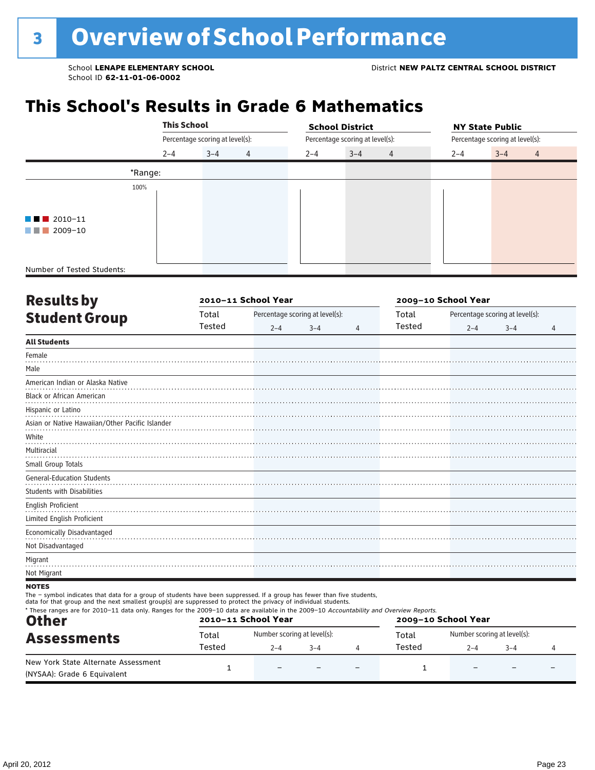# 3 Overview of School Performance

School **LENAPE ELEMENTARY SCHOOL**
School ID **62-11-01-06-0002**

District **NEW PALTZ CENTRAL SCHOOL DISTRICT**

## This School's Results in Grade 6 Mathematics

| | This School | | | School District | | | NY State Public | | |
|---|---|---|---|---|---|---|---|---|---|
| | Percentage scoring at level(s): | | | Percentage scoring at level(s): | | | Percentage scoring at level(s): | | |
| | 2–4 | 3–4 | 4 | 2–4 | 3–4 | 4 | 2–4 | 3–4 | 4 |
| *Range: | | | | | | | | | |
| 100% | | | | | | | | | |
| 2010–11 | | | | | | | | | |
| 2009–10 | | | | | | | | | |
| Number of Tested Students: | | | | | | | | | |

## Results by Student Group

| | 2010–11 School Year | | | | 2009–10 School Year | | | |
|---|---|---|---|---|---|---|---|---|
| | Total Tested | Percentage scoring at level(s): 2–4 | 3–4 | 4 | Total Tested | Percentage scoring at level(s): 2–4 | 3–4 | 4 |
| **All Students** | | | | | | | | |
| Female | | | | | | | | |
| Male | | | | | | | | |
| American Indian or Alaska Native | | | | | | | | |
| Black or African American | | | | | | | | |
| Hispanic or Latino | | | | | | | | |
| Asian or Native Hawaiian/Other Pacific Islander | | | | | | | | |
| White | | | | | | | | |
| Multiracial | | | | | | | | |
| Small Group Totals | | | | | | | | |
| General-Education Students | | | | | | | | |
| Students with Disabilities | | | | | | | | |
| English Proficient | | | | | | | | |
| Limited English Proficient | | | | | | | | |
| Economically Disadvantaged | | | | | | | | |
| Not Disadvantaged | | | | | | | | |
| Migrant | | | | | | | | |
| Not Migrant | | | | | | | | |

**NOTES**

The – symbol indicates that data for a group of students have been suppressed. If a group has fewer than five students, data for that group and the next smallest group(s) are suppressed to protect the privacy of individual students.

\* These ranges are for 2010–11 data only. Ranges for the 2009–10 data are available in the 2009–10 *Accountability and Overview Reports.*

## Other Assessments

| | 2010–11 School Year | | | | 2009–10 School Year | | | |
|---|---|---|---|---|---|---|---|---|
| | Total Tested | Number scoring at level(s): 2–4 | 3–4 | 4 | Total Tested | Number scoring at level(s): 2–4 | 3–4 | 4 |
| New York State Alternate Assessment (NYSAA): Grade 6 Equivalent | 1 | – | – | – | 1 | – | – | – |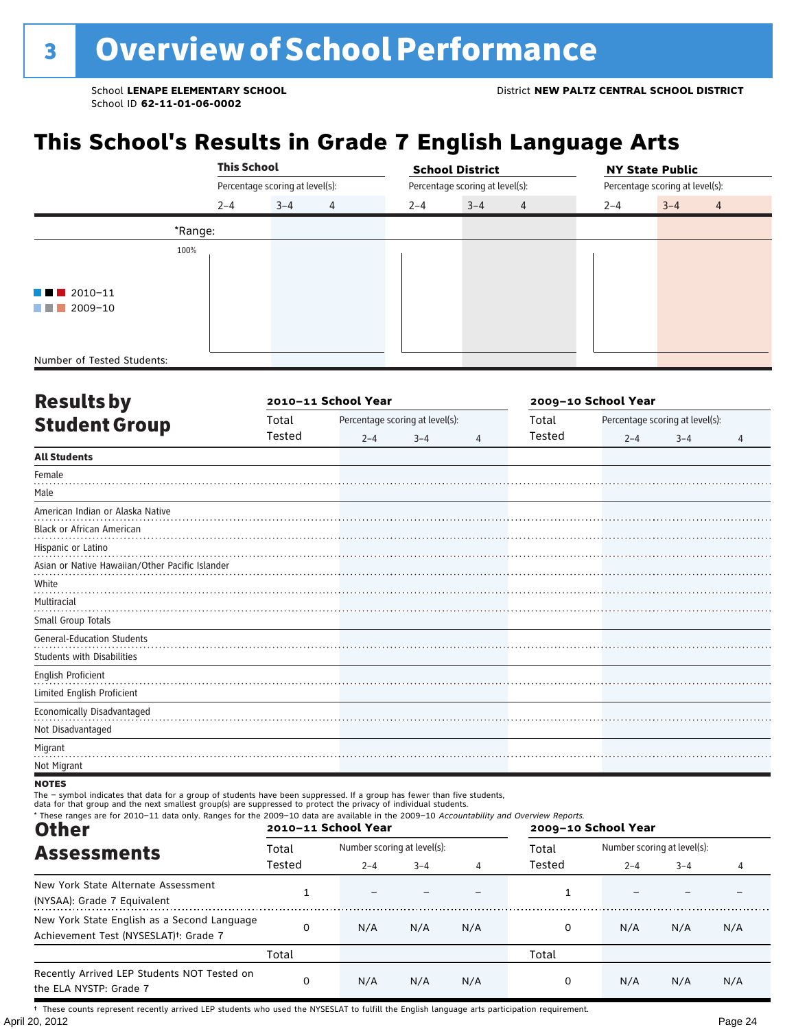# 3 Overview of School Performance

School **LENAPE ELEMENTARY SCHOOL**
School ID **62-11-01-06-0002**

District **NEW PALTZ CENTRAL SCHOOL DISTRICT**

## This School's Results in Grade 7 English Language Arts

| | This School | | | School District | | | NY State Public | | |
|---|---|---|---|---|---|---|---|---|---|
| | Percentage scoring at level(s): | | | Percentage scoring at level(s): | | | Percentage scoring at level(s): | | |
| | 2–4 | 3–4 | 4 | 2–4 | 3–4 | 4 | 2–4 | 3–4 | 4 |
| *Range: | | | | | | | | | |
| Number of Tested Students: | | | | | | | | | |

2010–11 / 2009–10

## Results by Student Group

| | 2010–11 School Year | | | | 2009–10 School Year | | | |
|---|---|---|---|---|---|---|---|---|
| | Total Tested | Percentage scoring at level(s): | | | Total Tested | Percentage scoring at level(s): | | |
| | | 2–4 | 3–4 | 4 | | 2–4 | 3–4 | 4 |
| **All Students** | | | | | | | | |
| Female | | | | | | | | |
| Male | | | | | | | | |
| American Indian or Alaska Native | | | | | | | | |
| Black or African American | | | | | | | | |
| Hispanic or Latino | | | | | | | | |
| Asian or Native Hawaiian/Other Pacific Islander | | | | | | | | |
| White | | | | | | | | |
| Multiracial | | | | | | | | |
| Small Group Totals | | | | | | | | |
| General-Education Students | | | | | | | | |
| Students with Disabilities | | | | | | | | |
| English Proficient | | | | | | | | |
| Limited English Proficient | | | | | | | | |
| Economically Disadvantaged | | | | | | | | |
| Not Disadvantaged | | | | | | | | |
| Migrant | | | | | | | | |
| Not Migrant | | | | | | | | |

**NOTES**

The – symbol indicates that data for a group of students have been suppressed. If a group has fewer than five students, data for that group and the next smallest group(s) are suppressed to protect the privacy of individual students.

* These ranges are for 2010–11 data only. Ranges for the 2009–10 data are available in the 2009–10 *Accountability and Overview Reports*.

## Other Assessments

| | 2010–11 School Year | | | | 2009–10 School Year | | | |
|---|---|---|---|---|---|---|---|---|
| | Total Tested | Number scoring at level(s): | | | Total Tested | Number scoring at level(s): | | |
| | | 2–4 | 3–4 | 4 | | 2–4 | 3–4 | 4 |
| New York State Alternate Assessment (NYSAA): Grade 7 Equivalent | 1 | – | – | – | 1 | – | – | – |
| New York State English as a Second Language Achievement Test (NYSESLAT)†: Grade 7 | 0 | N/A | N/A | N/A | 0 | N/A | N/A | N/A |
| | Total | | | | Total | | | |
| Recently Arrived LEP Students NOT Tested on the ELA NYSTP: Grade 7 | 0 | N/A | N/A | N/A | 0 | N/A | N/A | N/A |

† These counts represent recently arrived LEP students who used the NYSESLAT to fulfill the English language arts participation requirement.

April 20, 2012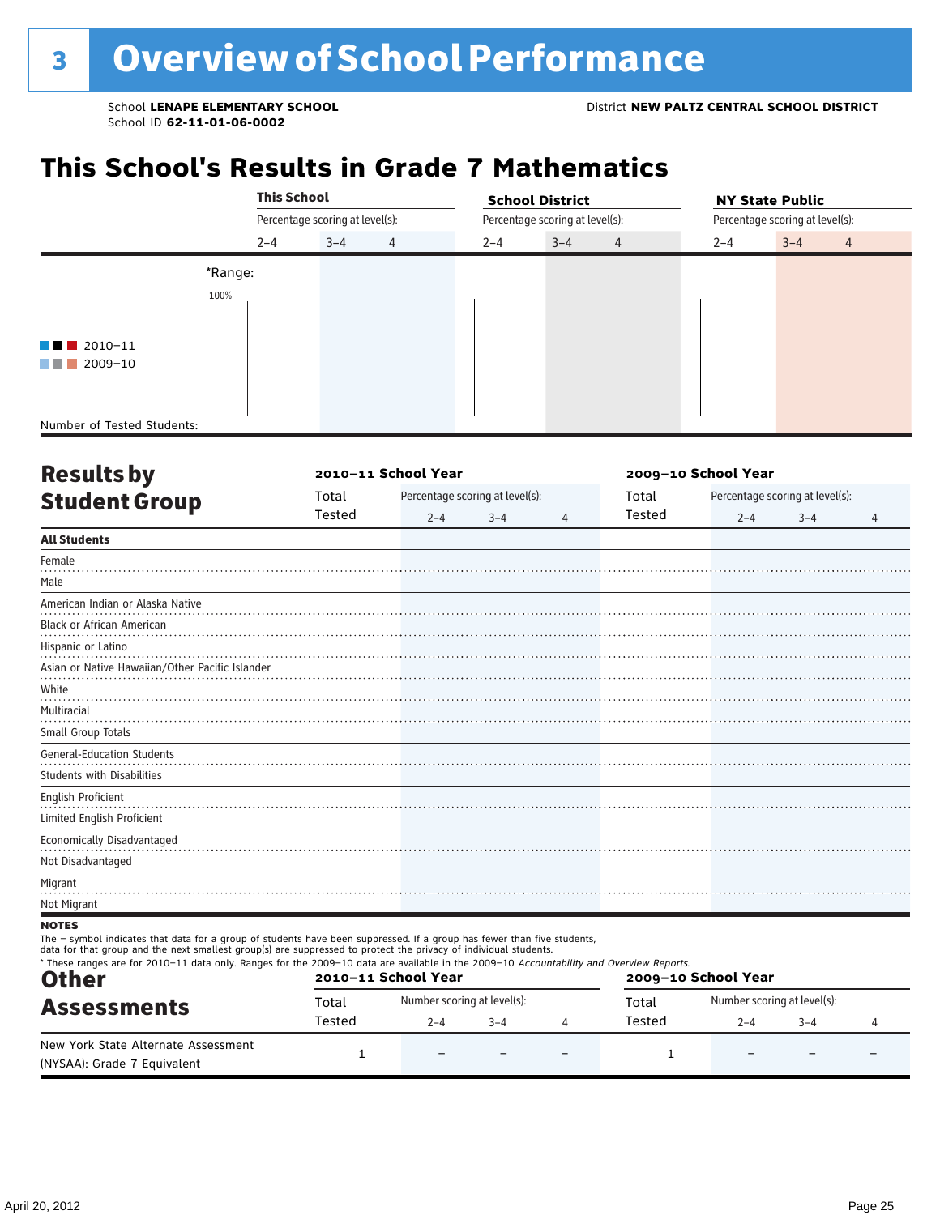# 3 Overview of School Performance

School **LENAPE ELEMENTARY SCHOOL**
School ID **62-11-01-06-0002**

District **NEW PALTZ CENTRAL SCHOOL DISTRICT**

## This School's Results in Grade 7 Mathematics

| | This School | | | School District | | | NY State Public | | |
|---|---|---|---|---|---|---|---|---|---|
| | Percentage scoring at level(s): | | | Percentage scoring at level(s): | | | Percentage scoring at level(s): | | |
| | 2–4 | 3–4 | 4 | 2–4 | 3–4 | 4 | 2–4 | 3–4 | 4 |
| *Range: | | | | | | | | | |

100%

2010–11
2009–10

Number of Tested Students:

## Results by Student Group

| | 2010–11 School Year | | | | 2009–10 School Year | | | |
|---|---|---|---|---|---|---|---|---|
| | Total Tested | Percentage scoring at level(s): 2–4 | 3–4 | 4 | Total Tested | Percentage scoring at level(s): 2–4 | 3–4 | 4 |
| **All Students** | | | | | | | | |
| Female | | | | | | | | |
| Male | | | | | | | | |
| American Indian or Alaska Native | | | | | | | | |
| Black or African American | | | | | | | | |
| Hispanic or Latino | | | | | | | | |
| Asian or Native Hawaiian/Other Pacific Islander | | | | | | | | |
| White | | | | | | | | |
| Multiracial | | | | | | | | |
| Small Group Totals | | | | | | | | |
| General-Education Students | | | | | | | | |
| Students with Disabilities | | | | | | | | |
| English Proficient | | | | | | | | |
| Limited English Proficient | | | | | | | | |
| Economically Disadvantaged | | | | | | | | |
| Not Disadvantaged | | | | | | | | |
| Migrant | | | | | | | | |
| Not Migrant | | | | | | | | |

**NOTES**

The – symbol indicates that data for a group of students have been suppressed. If a group has fewer than five students, data for that group and the next smallest group(s) are suppressed to protect the privacy of individual students.

\* These ranges are for 2010–11 data only. Ranges for the 2009–10 data are available in the 2009–10 *Accountability and Overview Reports*.

## Other Assessments

| | 2010–11 School Year | | | | 2009–10 School Year | | | |
|---|---|---|---|---|---|---|---|---|
| | Total Tested | Number scoring at level(s): 2–4 | 3–4 | 4 | Total Tested | Number scoring at level(s): 2–4 | 3–4 | 4 |
| New York State Alternate Assessment (NYSAA): Grade 7 Equivalent | 1 | – | – | – | 1 | – | – | – |

April 20, 2012